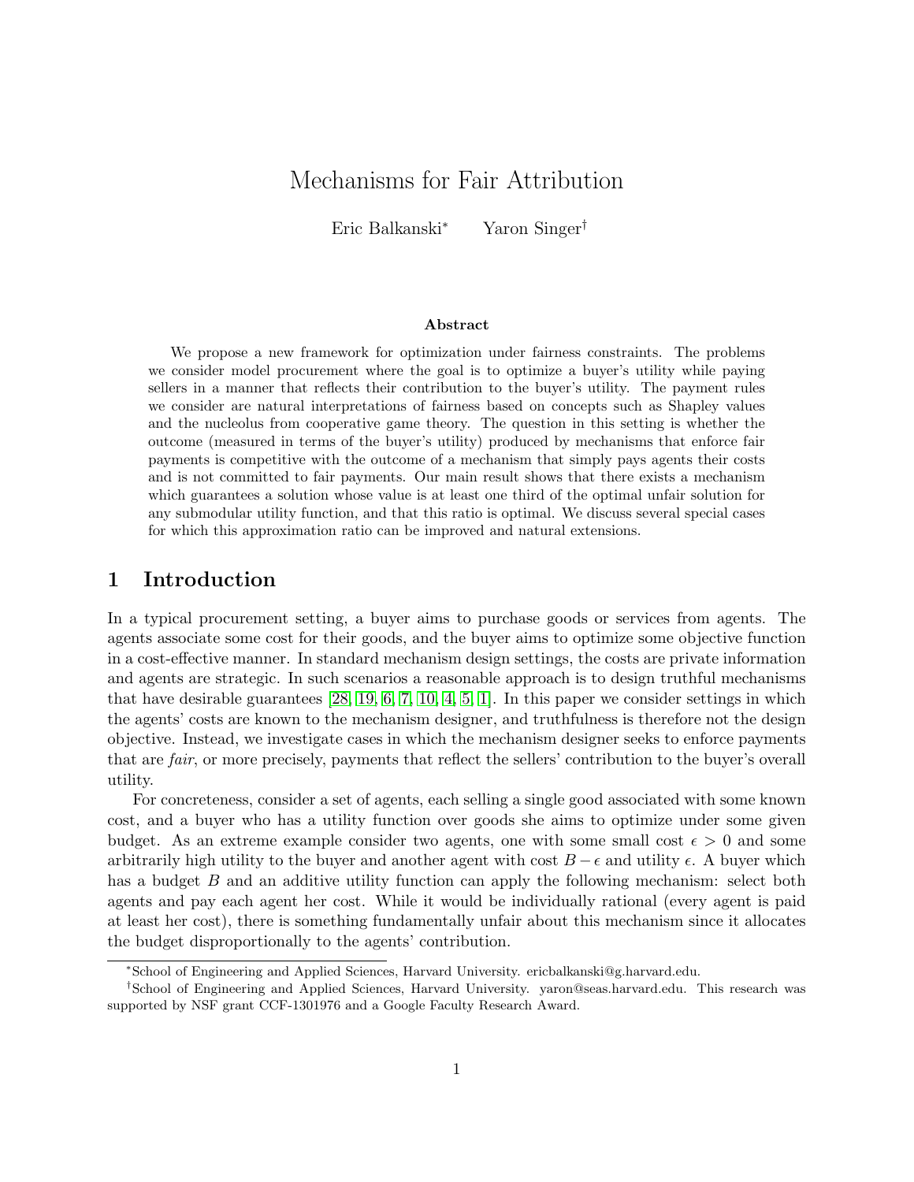# Mechanisms for Fair Attribution

Eric Balkanski[*] Yaron Singer[†]

### Abstract

We propose a new framework for optimization under fairness constraints. The problems we consider model procurement where the goal is to optimize a buyer's utility while paying sellers in a manner that reflects their contribution to the buyer's utility. The payment rules we consider are natural interpretations of fairness based on concepts such as Shapley values and the nucleolus from cooperative game theory. The question in this setting is whether the outcome (measured in terms of the buyer's utility) produced by mechanisms that enforce fair payments is competitive with the outcome of a mechanism that simply pays agents their costs and is not committed to fair payments. Our main result shows that there exists a mechanism which guarantees a solution whose value is at least one third of the optimal unfair solution for any submodular utility function, and that this ratio is optimal. We discuss several special cases for which this approximation ratio can be improved and natural extensions.

## 1 Introduction

In a typical procurement setting, a buyer aims to purchase goods or services from agents. The agents associate some cost for their goods, and the buyer aims to optimize some objective function in a cost-effective manner. In standard mechanism design settings, the costs are private information and agents are strategic. In such scenarios a reasonable approach is to design truthful mechanisms that have desirable guarantees [28, 19, 6, 7, 10, 4, 5, 1]. In this paper we consider settings in which the agents' costs are known to the mechanism designer, and truthfulness is therefore not the design objective. Instead, we investigate cases in which the mechanism designer seeks to enforce payments that are *fair*, or more precisely, payments that reflect the sellers' contribution to the buyer's overall utility.

For concreteness, consider a set of agents, each selling a single good associated with some known cost, and a buyer who has a utility function over goods she aims to optimize under some given budget. As an extreme example consider two agents, one with some small cost $\epsilon > 0$ and some arbitrarily high utility to the buyer and another agent with cost $B - \epsilon$ and utility $\epsilon$. A buyer which has a budget $B$ and an additive utility function can apply the following mechanism: select both agents and pay each agent her cost. While it would be individually rational (every agent is paid at least her cost), there is something fundamentally unfair about this mechanism since it allocates the budget disproportionally to the agents' contribution.

[*]School of Engineering and Applied Sciences, Harvard University. ericbalkanski@g.harvard.edu.

[†]School of Engineering and Applied Sciences, Harvard University. yaron@seas.harvard.edu. This research was supported by NSF grant CCF-1301976 and a Google Faculty Research Award.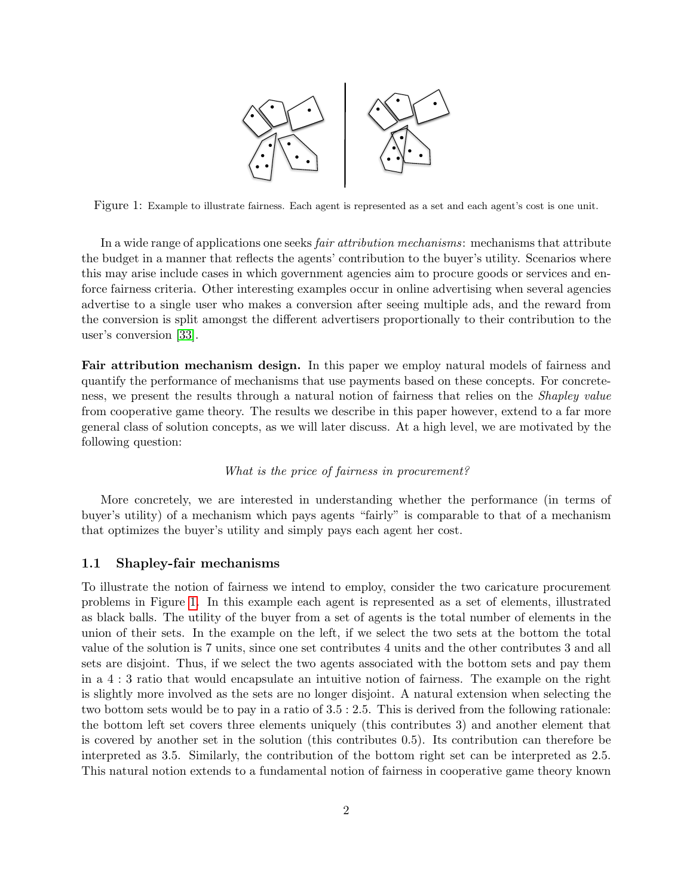Figure 1: Example to illustrate fairness. Each agent is represented as a set and each agent's cost is one unit.

In a wide range of applications one seeks *fair attribution mechanisms*: mechanisms that attribute the budget in a manner that reflects the agents' contribution to the buyer's utility. Scenarios where this may arise include cases in which government agencies aim to procure goods or services and enforce fairness criteria. Other interesting examples occur in online advertising when several agencies advertise to a single user who makes a conversion after seeing multiple ads, and the reward from the conversion is split amongst the different advertisers proportionally to their contribution to the user's conversion [33].

**Fair attribution mechanism design.** In this paper we employ natural models of fairness and quantify the performance of mechanisms that use payments based on these concepts. For concreteness, we present the results through a natural notion of fairness that relies on the *Shapley value* from cooperative game theory. The results we describe in this paper however, extend to a far more general class of solution concepts, as we will later discuss. At a high level, we are motivated by the following question:

*What is the price of fairness in procurement?*

More concretely, we are interested in understanding whether the performance (in terms of buyer's utility) of a mechanism which pays agents "fairly" is comparable to that of a mechanism that optimizes the buyer's utility and simply pays each agent her cost.

### 1.1 Shapley-fair mechanisms

To illustrate the notion of fairness we intend to employ, consider the two caricature procurement problems in Figure 1. In this example each agent is represented as a set of elements, illustrated as black balls. The utility of the buyer from a set of agents is the total number of elements in the union of their sets. In the example on the left, if we select the two sets at the bottom the total value of the solution is 7 units, since one set contributes 4 units and the other contributes 3 and all sets are disjoint. Thus, if we select the two agents associated with the bottom sets and pay them in a 4 : 3 ratio that would encapsulate an intuitive notion of fairness. The example on the right is slightly more involved as the sets are no longer disjoint. A natural extension when selecting the two bottom sets would be to pay in a ratio of 3.5 : 2.5. This is derived from the following rationale: the bottom left set covers three elements uniquely (this contributes 3) and another element that is covered by another set in the solution (this contributes 0.5). Its contribution can therefore be interpreted as 3.5. Similarly, the contribution of the bottom right set can be interpreted as 2.5. This natural notion extends to a fundamental notion of fairness in cooperative game theory known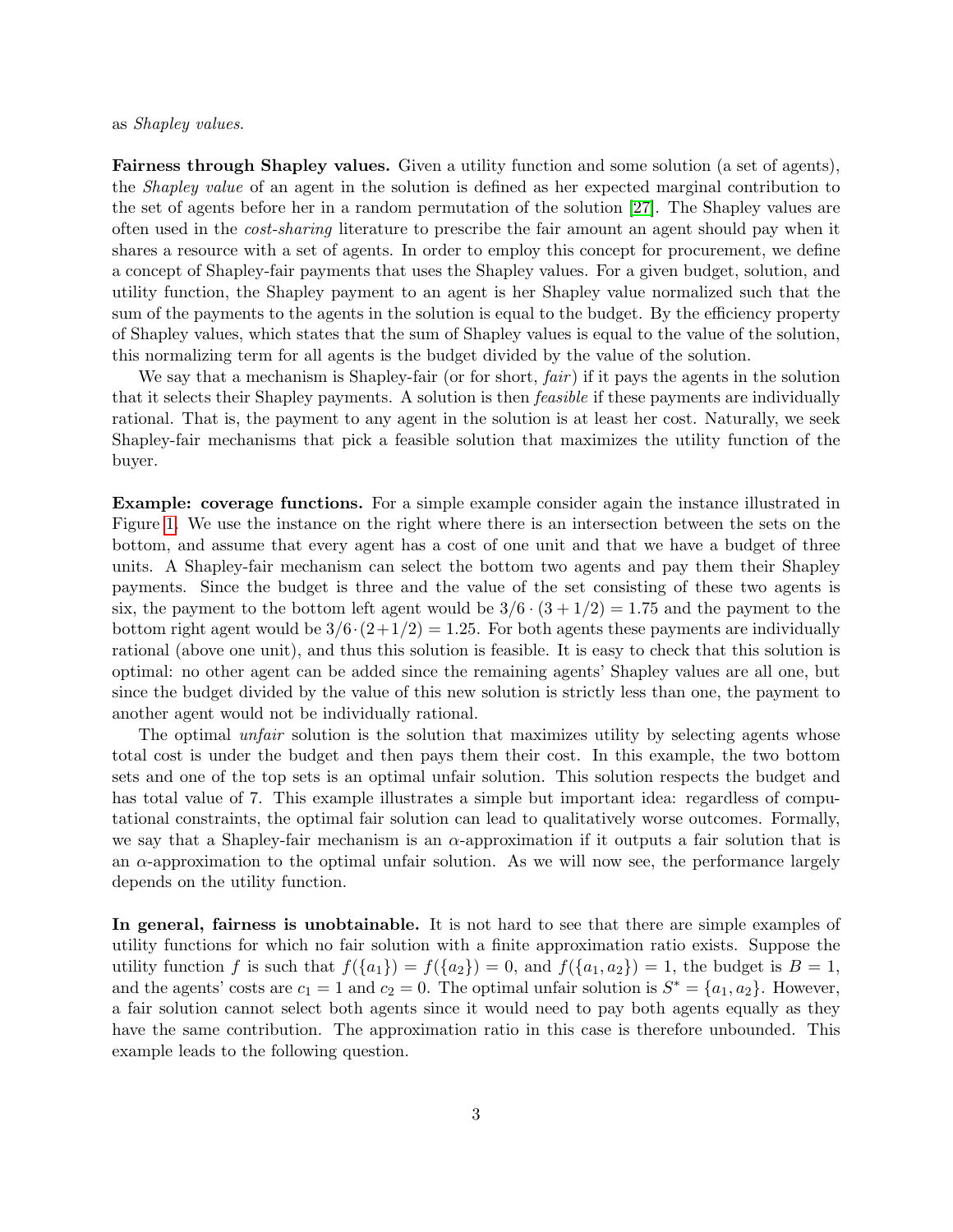as *Shapley values*.

**Fairness through Shapley values.** Given a utility function and some solution (a set of agents), the *Shapley value* of an agent in the solution is defined as her expected marginal contribution to the set of agents before her in a random permutation of the solution [27]. The Shapley values are often used in the *cost-sharing* literature to prescribe the fair amount an agent should pay when it shares a resource with a set of agents. In order to employ this concept for procurement, we define a concept of Shapley-fair payments that uses the Shapley values. For a given budget, solution, and utility function, the Shapley payment to an agent is her Shapley value normalized such that the sum of the payments to the agents in the solution is equal to the budget. By the efficiency property of Shapley values, which states that the sum of Shapley values is equal to the value of the solution, this normalizing term for all agents is the budget divided by the value of the solution.

We say that a mechanism is Shapley-fair (or for short, *fair*) if it pays the agents in the solution that it selects their Shapley payments. A solution is then *feasible* if these payments are individually rational. That is, the payment to any agent in the solution is at least her cost. Naturally, we seek Shapley-fair mechanisms that pick a feasible solution that maximizes the utility function of the buyer.

**Example: coverage functions.** For a simple example consider again the instance illustrated in Figure 1. We use the instance on the right where there is an intersection between the sets on the bottom, and assume that every agent has a cost of one unit and that we have a budget of three units. A Shapley-fair mechanism can select the bottom two agents and pay them their Shapley payments. Since the budget is three and the value of the set consisting of these two agents is six, the payment to the bottom left agent would be $3/6 \cdot (3 + 1/2) = 1.75$ and the payment to the bottom right agent would be $3/6 \cdot (2 + 1/2) = 1.25$. For both agents these payments are individually rational (above one unit), and thus this solution is feasible. It is easy to check that this solution is optimal: no other agent can be added since the remaining agents' Shapley values are all one, but since the budget divided by the value of this new solution is strictly less than one, the payment to another agent would not be individually rational.

The optimal *unfair* solution is the solution that maximizes utility by selecting agents whose total cost is under the budget and then pays them their cost. In this example, the two bottom sets and one of the top sets is an optimal unfair solution. This solution respects the budget and has total value of 7. This example illustrates a simple but important idea: regardless of computational constraints, the optimal fair solution can lead to qualitatively worse outcomes. Formally, we say that a Shapley-fair mechanism is an $\alpha$-approximation if it outputs a fair solution that is an $\alpha$-approximation to the optimal unfair solution. As we will now see, the performance largely depends on the utility function.

**In general, fairness is unobtainable.** It is not hard to see that there are simple examples of utility functions for which no fair solution with a finite approximation ratio exists. Suppose the utility function $f$ is such that $f(\{a_1\}) = f(\{a_2\}) = 0$, and $f(\{a_1, a_2\}) = 1$, the budget is $B = 1$, and the agents' costs are $c_1 = 1$ and $c_2 = 0$. The optimal unfair solution is $S^* = \{a_1, a_2\}$. However, a fair solution cannot select both agents since it would need to pay both agents equally as they have the same contribution. The approximation ratio in this case is therefore unbounded. This example leads to the following question.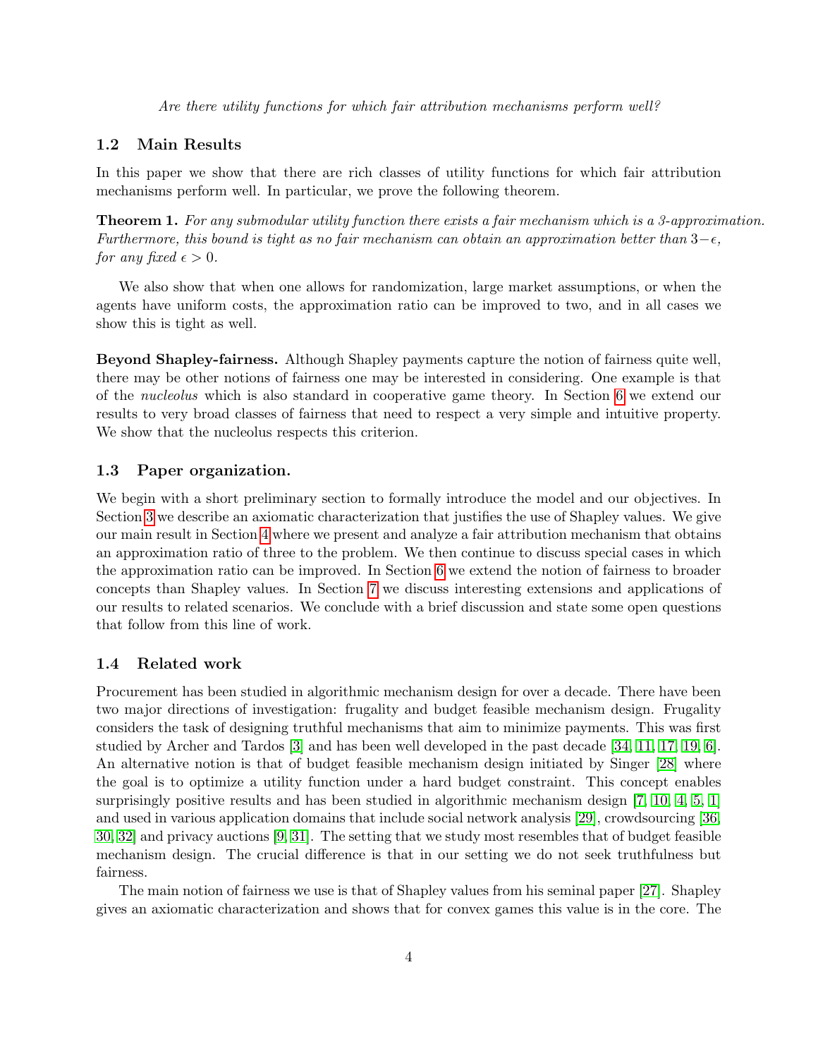*Are there utility functions for which fair attribution mechanisms perform well?*

### 1.2 Main Results

In this paper we show that there are rich classes of utility functions for which fair attribution mechanisms perform well. In particular, we prove the following theorem.

**Theorem 1.** *For any submodular utility function there exists a fair mechanism which is a 3-approximation. Furthermore, this bound is tight as no fair mechanism can obtain an approximation better than $3-\epsilon$, for any fixed $\epsilon > 0$.*

We also show that when one allows for randomization, large market assumptions, or when the agents have uniform costs, the approximation ratio can be improved to two, and in all cases we show this is tight as well.

**Beyond Shapley-fairness.** Although Shapley payments capture the notion of fairness quite well, there may be other notions of fairness one may be interested in considering. One example is that of the *nucleolus* which is also standard in cooperative game theory. In Section 6 we extend our results to very broad classes of fairness that need to respect a very simple and intuitive property. We show that the nucleolus respects this criterion.

### 1.3 Paper organization.

We begin with a short preliminary section to formally introduce the model and our objectives. In Section 3 we describe an axiomatic characterization that justifies the use of Shapley values. We give our main result in Section 4 where we present and analyze a fair attribution mechanism that obtains an approximation ratio of three to the problem. We then continue to discuss special cases in which the approximation ratio can be improved. In Section 6 we extend the notion of fairness to broader concepts than Shapley values. In Section 7 we discuss interesting extensions and applications of our results to related scenarios. We conclude with a brief discussion and state some open questions that follow from this line of work.

### 1.4 Related work

Procurement has been studied in algorithmic mechanism design for over a decade. There have been two major directions of investigation: frugality and budget feasible mechanism design. Frugality considers the task of designing truthful mechanisms that aim to minimize payments. This was first studied by Archer and Tardos [3] and has been well developed in the past decade [34, 11, 17, 19, 6]. An alternative notion is that of budget feasible mechanism design initiated by Singer [28] where the goal is to optimize a utility function under a hard budget constraint. This concept enables surprisingly positive results and has been studied in algorithmic mechanism design [7, 10, 4, 5, 1] and used in various application domains that include social network analysis [29], crowdsourcing [36, 30, 32] and privacy auctions [9, 31]. The setting that we study most resembles that of budget feasible mechanism design. The crucial difference is that in our setting we do not seek truthfulness but fairness.

The main notion of fairness we use is that of Shapley values from his seminal paper [27]. Shapley gives an axiomatic characterization and shows that for convex games this value is in the core. The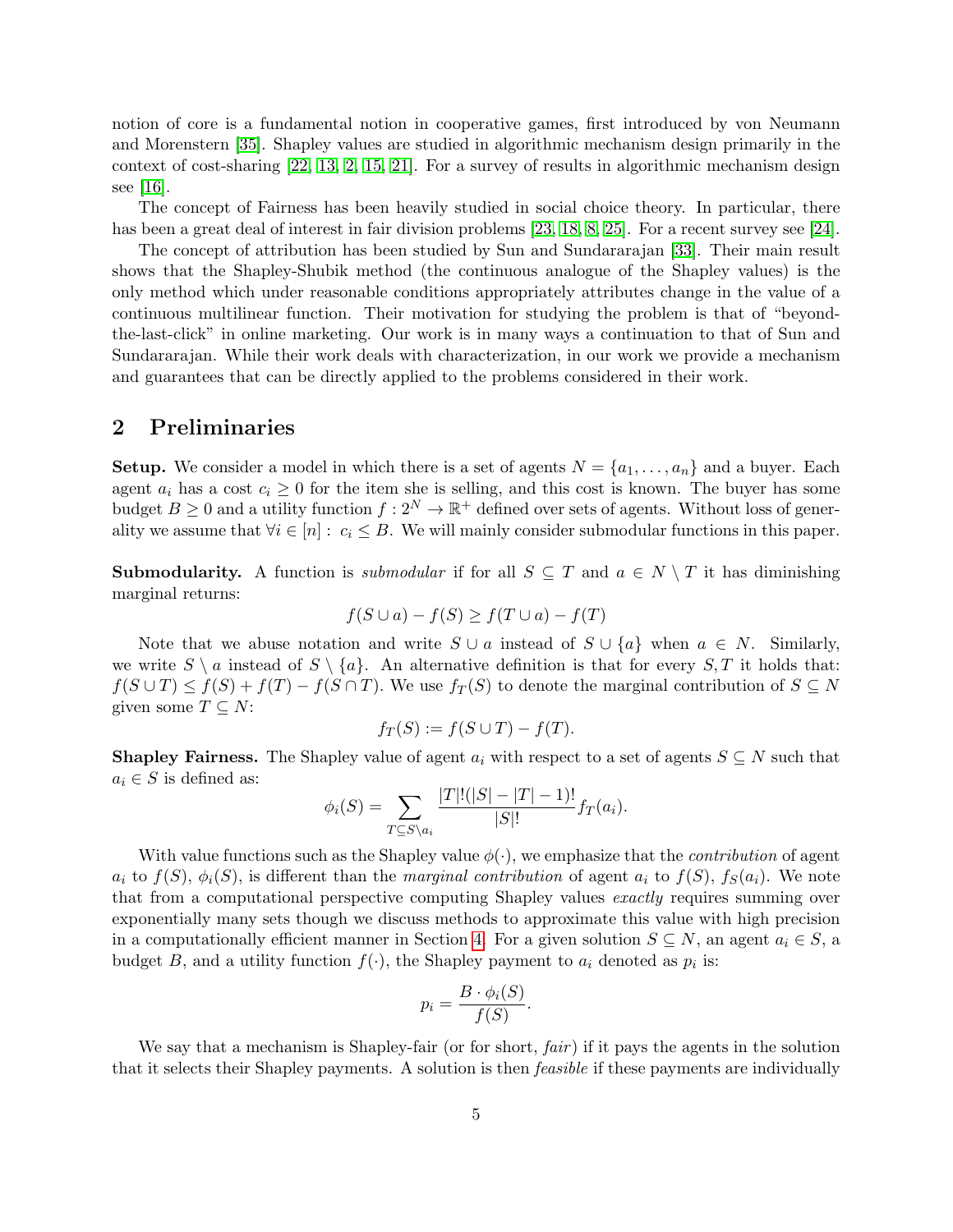notion of core is a fundamental notion in cooperative games, first introduced by von Neumann and Morenstern [35]. Shapley values are studied in algorithmic mechanism design primarily in the context of cost-sharing [22, 13, 2, 15, 21]. For a survey of results in algorithmic mechanism design see [16].

The concept of Fairness has been heavily studied in social choice theory. In particular, there has been a great deal of interest in fair division problems [23, 18, 8, 25]. For a recent survey see [24].

The concept of attribution has been studied by Sun and Sundararajan [33]. Their main result shows that the Shapley-Shubik method (the continuous analogue of the Shapley values) is the only method which under reasonable conditions appropriately attributes change in the value of a continuous multilinear function. Their motivation for studying the problem is that of "beyond-the-last-click" in online marketing. Our work is in many ways a continuation to that of Sun and Sundararajan. While their work deals with characterization, in our work we provide a mechanism and guarantees that can be directly applied to the problems considered in their work.

## 2 Preliminaries

**Setup.** We consider a model in which there is a set of agents $N = \{a_1, \ldots, a_n\}$ and a buyer. Each agent $a_i$ has a cost $c_i \geq 0$ for the item she is selling, and this cost is known. The buyer has some budget $B \geq 0$ and a utility function $f : 2^N \to \mathbb{R}^+$ defined over sets of agents. Without loss of generality we assume that $\forall i \in [n] : c_i \leq B$. We will mainly consider submodular functions in this paper.

**Submodularity.** A function is *submodular* if for all $S \subseteq T$ and $a \in N \setminus T$ it has diminishing marginal returns:

$$f(S \cup a) - f(S) \geq f(T \cup a) - f(T)$$

Note that we abuse notation and write $S \cup a$ instead of $S \cup \{a\}$ when $a \in N$. Similarly, we write $S \setminus a$ instead of $S \setminus \{a\}$. An alternative definition is that for every $S, T$ it holds that: $f(S \cup T) \leq f(S) + f(T) - f(S \cap T)$. We use $f_T(S)$ to denote the marginal contribution of $S \subseteq N$ given some $T \subseteq N$:

$$f_T(S) := f(S \cup T) - f(T).$$

**Shapley Fairness.** The Shapley value of agent $a_i$ with respect to a set of agents $S \subseteq N$ such that $a_i \in S$ is defined as:

$$\phi_i(S) = \sum_{T \subseteq S \setminus a_i} \frac{|T|!(|S| - |T| - 1)!}{|S|!} f_T(a_i).$$

With value functions such as the Shapley value $\phi(\cdot)$, we emphasize that the *contribution* of agent $a_i$ to $f(S)$, $\phi_i(S)$, is different than the *marginal contribution* of agent $a_i$ to $f(S)$, $f_S(a_i)$. We note that from a computational perspective computing Shapley values *exactly* requires summing over exponentially many sets though we discuss methods to approximate this value with high precision in a computationally efficient manner in Section 4. For a given solution $S \subseteq N$, an agent $a_i \in S$, a budget $B$, and a utility function $f(\cdot)$, the Shapley payment to $a_i$ denoted as $p_i$ is:

$$p_i = \frac{B \cdot \phi_i(S)}{f(S)}.$$

We say that a mechanism is Shapley-fair (or for short, *fair*) if it pays the agents in the solution that it selects their Shapley payments. A solution is then *feasible* if these payments are individually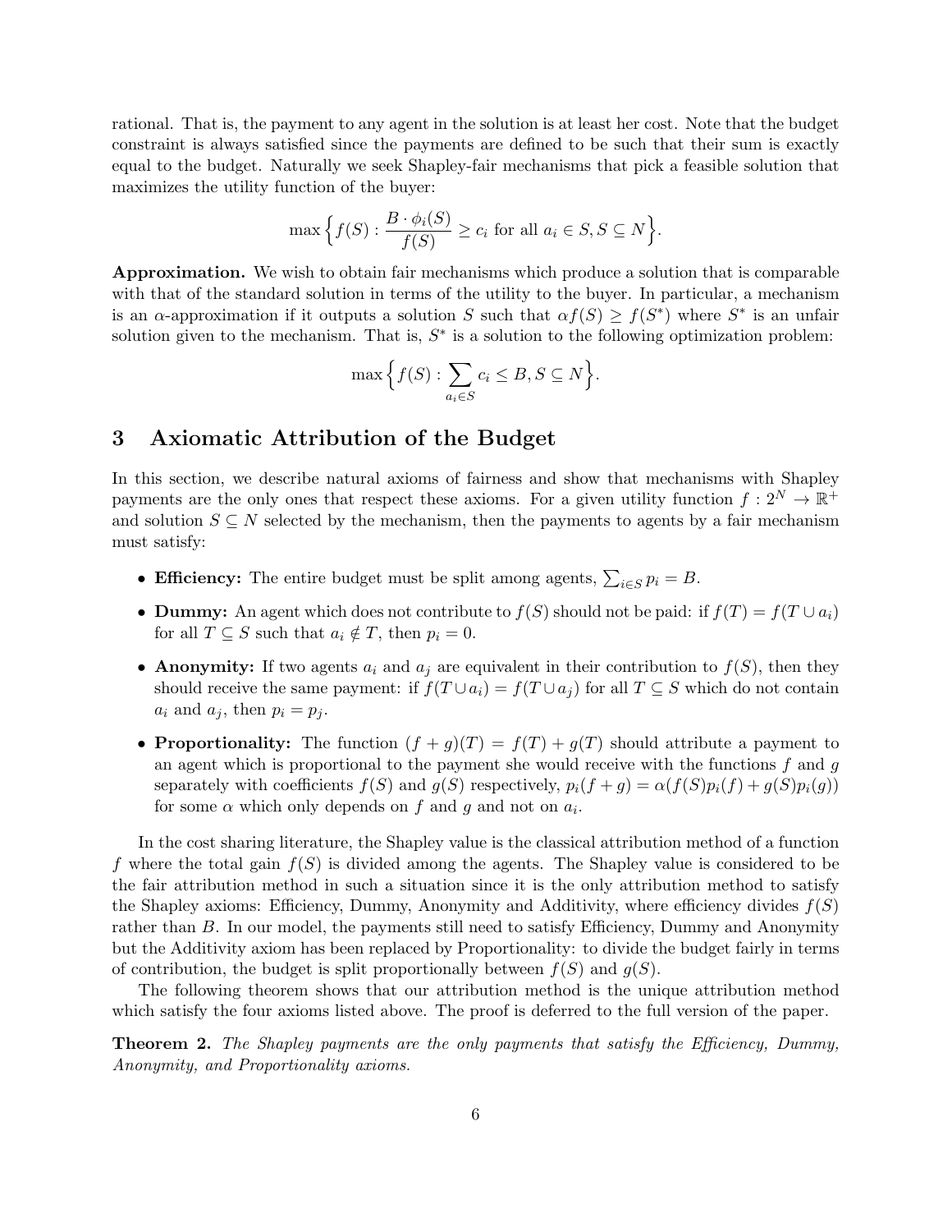rational. That is, the payment to any agent in the solution is at least her cost. Note that the budget constraint is always satisfied since the payments are defined to be such that their sum is exactly equal to the budget. Naturally we seek Shapley-fair mechanisms that pick a feasible solution that maximizes the utility function of the buyer:

$$\max\Big\{f(S) : \frac{B \cdot \phi_i(S)}{f(S)} \geq c_i \text{ for all } a_i \in S, S \subseteq N\Big\}.$$

**Approximation.** We wish to obtain fair mechanisms which produce a solution that is comparable with that of the standard solution in terms of the utility to the buyer. In particular, a mechanism is an $\alpha$-approximation if it outputs a solution $S$ such that $\alpha f(S) \geq f(S^*)$ where $S^*$ is an unfair solution given to the mechanism. That is, $S^*$ is a solution to the following optimization problem:

$$\max\Big\{f(S) : \sum_{a_i \in S} c_i \leq B, S \subseteq N\Big\}.$$

## 3 Axiomatic Attribution of the Budget

In this section, we describe natural axioms of fairness and show that mechanisms with Shapley payments are the only ones that respect these axioms. For a given utility function $f : 2^N \to \mathbb{R}^+$ and solution $S \subseteq N$ selected by the mechanism, then the payments to agents by a fair mechanism must satisfy:

- **Efficiency:** The entire budget must be split among agents, $\sum_{i \in S} p_i = B$.
- **Dummy:** An agent which does not contribute to $f(S)$ should not be paid: if $f(T) = f(T \cup a_i)$ for all $T \subseteq S$ such that $a_i \notin T$, then $p_i = 0$.
- **Anonymity:** If two agents $a_i$ and $a_j$ are equivalent in their contribution to $f(S)$, then they should receive the same payment: if $f(T \cup a_i) = f(T \cup a_j)$ for all $T \subseteq S$ which do not contain $a_i$ and $a_j$, then $p_i = p_j$.
- **Proportionality:** The function $(f + g)(T) = f(T) + g(T)$ should attribute a payment to an agent which is proportional to the payment she would receive with the functions $f$ and $g$ separately with coefficients $f(S)$ and $g(S)$ respectively, $p_i(f + g) = \alpha(f(S)p_i(f) + g(S)p_i(g))$ for some $\alpha$ which only depends on $f$ and $g$ and not on $a_i$.

In the cost sharing literature, the Shapley value is the classical attribution method of a function $f$ where the total gain $f(S)$ is divided among the agents. The Shapley value is considered to be the fair attribution method in such a situation since it is the only attribution method to satisfy the Shapley axioms: Efficiency, Dummy, Anonymity and Additivity, where efficiency divides $f(S)$ rather than $B$. In our model, the payments still need to satisfy Efficiency, Dummy and Anonymity but the Additivity axiom has been replaced by Proportionality: to divide the budget fairly in terms of contribution, the budget is split proportionally between $f(S)$ and $g(S)$.

The following theorem shows that our attribution method is the unique attribution method which satisfy the four axioms listed above. The proof is deferred to the full version of the paper.

**Theorem 2.** *The Shapley payments are the only payments that satisfy the Efficiency, Dummy, Anonymity, and Proportionality axioms.*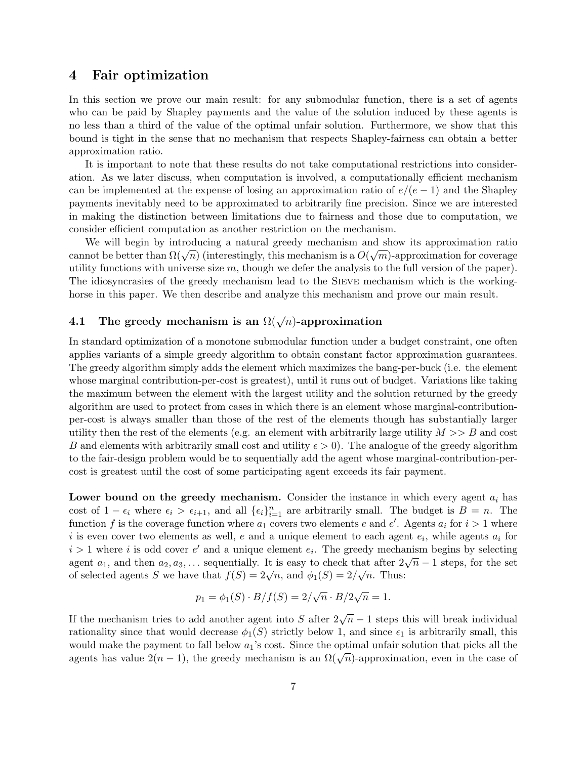## 4 Fair optimization

In this section we prove our main result: for any submodular function, there is a set of agents who can be paid by Shapley payments and the value of the solution induced by these agents is no less than a third of the value of the optimal unfair solution. Furthermore, we show that this bound is tight in the sense that no mechanism that respects Shapley-fairness can obtain a better approximation ratio.

It is important to note that these results do not take computational restrictions into consideration. As we later discuss, when computation is involved, a computationally efficient mechanism can be implemented at the expense of losing an approximation ratio of $e/(e-1)$ and the Shapley payments inevitably need to be approximated to arbitrarily fine precision. Since we are interested in making the distinction between limitations due to fairness and those due to computation, we consider efficient computation as another restriction on the mechanism.

We will begin by introducing a natural greedy mechanism and show its approximation ratio cannot be better than $\Omega(\sqrt{n})$ (interestingly, this mechanism is a $O(\sqrt{m})$-approximation for coverage utility functions with universe size $m$, though we defer the analysis to the full version of the paper). The idiosyncrasies of the greedy mechanism lead to the SIEVE mechanism which is the working-horse in this paper. We then describe and analyze this mechanism and prove our main result.

### 4.1 The greedy mechanism is an $\Omega(\sqrt{n})$-approximation

In standard optimization of a monotone submodular function under a budget constraint, one often applies variants of a simple greedy algorithm to obtain constant factor approximation guarantees. The greedy algorithm simply adds the element which maximizes the bang-per-buck (i.e. the element whose marginal contribution-per-cost is greatest), until it runs out of budget. Variations like taking the maximum between the element with the largest utility and the solution returned by the greedy algorithm are used to protect from cases in which there is an element whose marginal-contribution-per-cost is always smaller than those of the rest of the elements though has substantially larger utility then the rest of the elements (e.g. an element with arbitrarily large utility $M >> B$ and cost $B$ and elements with arbitrarily small cost and utility $\epsilon > 0$). The analogue of the greedy algorithm to the fair-design problem would be to sequentially add the agent whose marginal-contribution-per-cost is greatest until the cost of some participating agent exceeds its fair payment.

**Lower bound on the greedy mechanism.** Consider the instance in which every agent $a_i$ has cost of $1 - \epsilon_i$ where $\epsilon_i > \epsilon_{i+1}$, and all $\{\epsilon_i\}_{i=1}^n$ are arbitrarily small. The budget is $B = n$. The function $f$ is the coverage function where $a_1$ covers two elements $e$ and $e'$. Agents $a_i$ for $i > 1$ where $i$ is even cover two elements as well, $e$ and a unique element to each agent $e_i$, while agents $a_i$ for $i > 1$ where $i$ is odd cover $e'$ and a unique element $e_i$. The greedy mechanism begins by selecting agent $a_1$, and then $a_2, a_3, \ldots$ sequentially. It is easy to check that after $2\sqrt{n} - 1$ steps, for the set of selected agents $S$ we have that $f(S) = 2\sqrt{n}$, and $\phi_1(S) = 2/\sqrt{n}$. Thus:

$$p_1 = \phi_1(S) \cdot B/f(S) = 2/\sqrt{n} \cdot B/2\sqrt{n} = 1.$$

If the mechanism tries to add another agent into $S$ after $2\sqrt{n} - 1$ steps this will break individual rationality since that would decrease $\phi_1(S)$ strictly below 1, and since $\epsilon_1$ is arbitrarily small, this would make the payment to fall below $a_1$'s cost. Since the optimal unfair solution that picks all the agents has value $2(n-1)$, the greedy mechanism is an $\Omega(\sqrt{n})$-approximation, even in the case of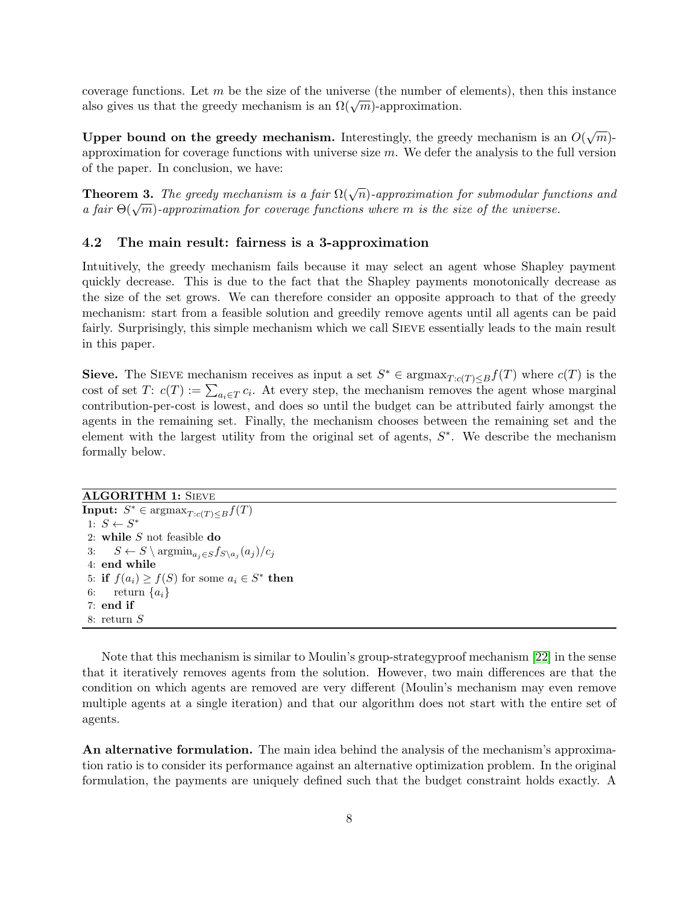coverage functions. Let $m$ be the size of the universe (the number of elements), then this instance also gives us that the greedy mechanism is an $\Omega(\sqrt{m})$-approximation.

**Upper bound on the greedy mechanism.** Interestingly, the greedy mechanism is an $O(\sqrt{m})$-approximation for coverage functions with universe size $m$. We defer the analysis to the full version of the paper. In conclusion, we have:

**Theorem 3.** *The greedy mechanism is a fair $\Omega(\sqrt{n})$-approximation for submodular functions and a fair $\Theta(\sqrt{m})$-approximation for coverage functions where $m$ is the size of the universe.*

### 4.2 The main result: fairness is a 3-approximation

Intuitively, the greedy mechanism fails because it may select an agent whose Shapley payment quickly decrease. This is due to the fact that the Shapley payments monotonically decrease as the size of the set grows. We can therefore consider an opposite approach to that of the greedy mechanism: start from a feasible solution and greedily remove agents until all agents can be paid fairly. Surprisingly, this simple mechanism which we call Sieve essentially leads to the main result in this paper.

**Sieve.** The Sieve mechanism receives as input a set $S^* \in \text{argmax}_{T:c(T)\leq B} f(T)$ where $c(T)$ is the cost of set $T$: $c(T) := \sum_{a_i \in T} c_i$. At every step, the mechanism removes the agent whose marginal contribution-per-cost is lowest, and does so until the budget can be attributed fairly amongst the agents in the remaining set. Finally, the mechanism chooses between the remaining set and the element with the largest utility from the original set of agents, $S^*$. We describe the mechanism formally below.

**ALGORITHM 1:** Sieve

**Input:** $S^* \in \text{argmax}_{T:c(T)\leq B} f(T)$

1: $S \leftarrow S^*$
2: **while** $S$ not feasible **do**
3: $\quad S \leftarrow S \setminus \text{argmin}_{a_j \in S} f_{S \setminus a_j}(a_j)/c_j$
4: **end while**
5: **if** $f(a_i) \geq f(S)$ for some $a_i \in S^*$ **then**
6: $\quad$ return $\{a_i\}$
7: **end if**
8: return $S$

Note that this mechanism is similar to Moulin's group-strategyproof mechanism [22] in the sense that it iteratively removes agents from the solution. However, two main differences are that the condition on which agents are removed are very different (Moulin's mechanism may even remove multiple agents at a single iteration) and that our algorithm does not start with the entire set of agents.

**An alternative formulation.** The main idea behind the analysis of the mechanism's approximation ratio is to consider its performance against an alternative optimization problem. In the original formulation, the payments are uniquely defined such that the budget constraint holds exactly. A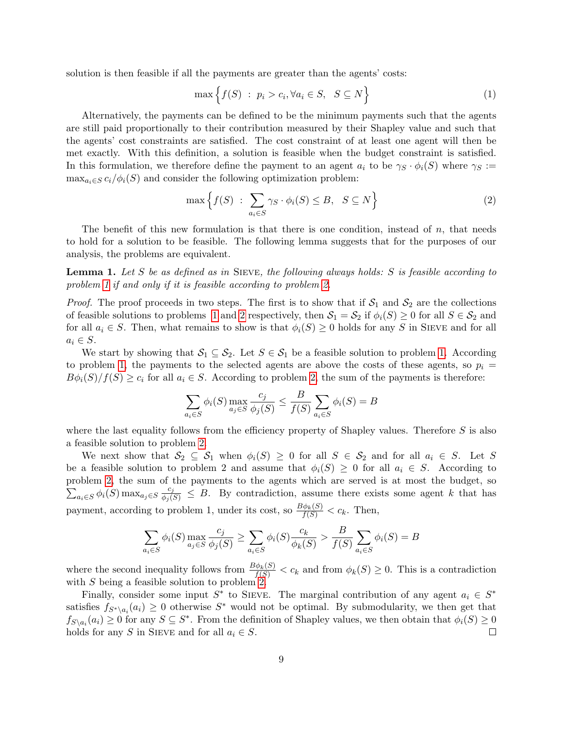solution is then feasible if all the payments are greater than the agents' costs:

$$\max \left\{ f(S) \ : \ p_i > c_i, \forall a_i \in S, \quad S \subseteq N \right\} \tag{1}$$

Alternatively, the payments can be defined to be the minimum payments such that the agents are still paid proportionally to their contribution measured by their Shapley value and such that the agents' cost constraints are satisfied. The cost constraint of at least one agent will then be met exactly. With this definition, a solution is feasible when the budget constraint is satisfied. In this formulation, we therefore define the payment to an agent $a_i$ to be $\gamma_S \cdot \phi_i(S)$ where $\gamma_S := \max_{a_i \in S} c_i/\phi_i(S)$ and consider the following optimization problem:

$$\max \left\{ f(S) \ : \ \sum_{a_i \in S} \gamma_S \cdot \phi_i(S) \leq B, \quad S \subseteq N \right\} \tag{2}$$

The benefit of this new formulation is that there is one condition, instead of $n$, that needs to hold for a solution to be feasible. The following lemma suggests that for the purposes of our analysis, the problems are equivalent.

**Lemma 1.** *Let $S$ be as defined as in* Sieve*, the following always holds: $S$ is feasible according to problem 1 if and only if it is feasible according to problem 2.*

*Proof.* The proof proceeds in two steps. The first is to show that if $\mathcal{S}_1$ and $\mathcal{S}_2$ are the collections of feasible solutions to problems 1 and 2 respectively, then $\mathcal{S}_1 = \mathcal{S}_2$ if $\phi_i(S) \geq 0$ for all $S \in \mathcal{S}_2$ and for all $a_i \in S$. Then, what remains to show is that $\phi_i(S) \geq 0$ holds for any $S$ in Sieve and for all $a_i \in S$.

We start by showing that $\mathcal{S}_1 \subseteq \mathcal{S}_2$. Let $S \in \mathcal{S}_1$ be a feasible solution to problem 1. According to problem 1, the payments to the selected agents are above the costs of these agents, so $p_i = B\phi_i(S)/f(S) \geq c_i$ for all $a_i \in S$. According to problem 2, the sum of the payments is therefore:

$$\sum_{a_i \in S} \phi_i(S) \max_{a_j \in S} \frac{c_j}{\phi_j(S)} \leq \frac{B}{f(S)} \sum_{a_i \in S} \phi_i(S) = B$$

where the last equality follows from the efficiency property of Shapley values. Therefore $S$ is also a feasible solution to problem 2.

We next show that $\mathcal{S}_2 \subseteq \mathcal{S}_1$ when $\phi_i(S) \geq 0$ for all $S \in \mathcal{S}_2$ and for all $a_i \in S$. Let $S$ be a feasible solution to problem 2 and assume that $\phi_i(S) \geq 0$ for all $a_i \in S$. According to problem 2, the sum of the payments to the agents which are served is at most the budget, so $\sum_{a_i \in S} \phi_i(S) \max_{a_j \in S} \frac{c_j}{\phi_j(S)} \leq B$. By contradiction, assume there exists some agent $k$ that has payment, according to problem 1, under its cost, so $\frac{B\phi_k(S)}{f(S)} < c_k$. Then,

$$\sum_{a_i \in S} \phi_i(S) \max_{a_j \in S} \frac{c_j}{\phi_j(S)} \geq \sum_{a_i \in S} \phi_i(S) \frac{c_k}{\phi_k(S)} > \frac{B}{f(S)} \sum_{a_i \in S} \phi_i(S) = B$$

where the second inequality follows from $\frac{B\phi_k(S)}{f(S)} < c_k$ and from $\phi_k(S) \geq 0$. This is a contradiction with $S$ being a feasible solution to problem 2.

Finally, consider some input $S^*$ to Sieve. The marginal contribution of any agent $a_i \in S^*$ satisfies $f_{S^* \setminus a_i}(a_i) \geq 0$ otherwise $S^*$ would not be optimal. By submodularity, we then get that $f_{S \setminus a_i}(a_i) \geq 0$ for any $S \subseteq S^*$. From the definition of Shapley values, we then obtain that $\phi_i(S) \geq 0$ holds for any $S$ in Sieve and for all $a_i \in S$. ☐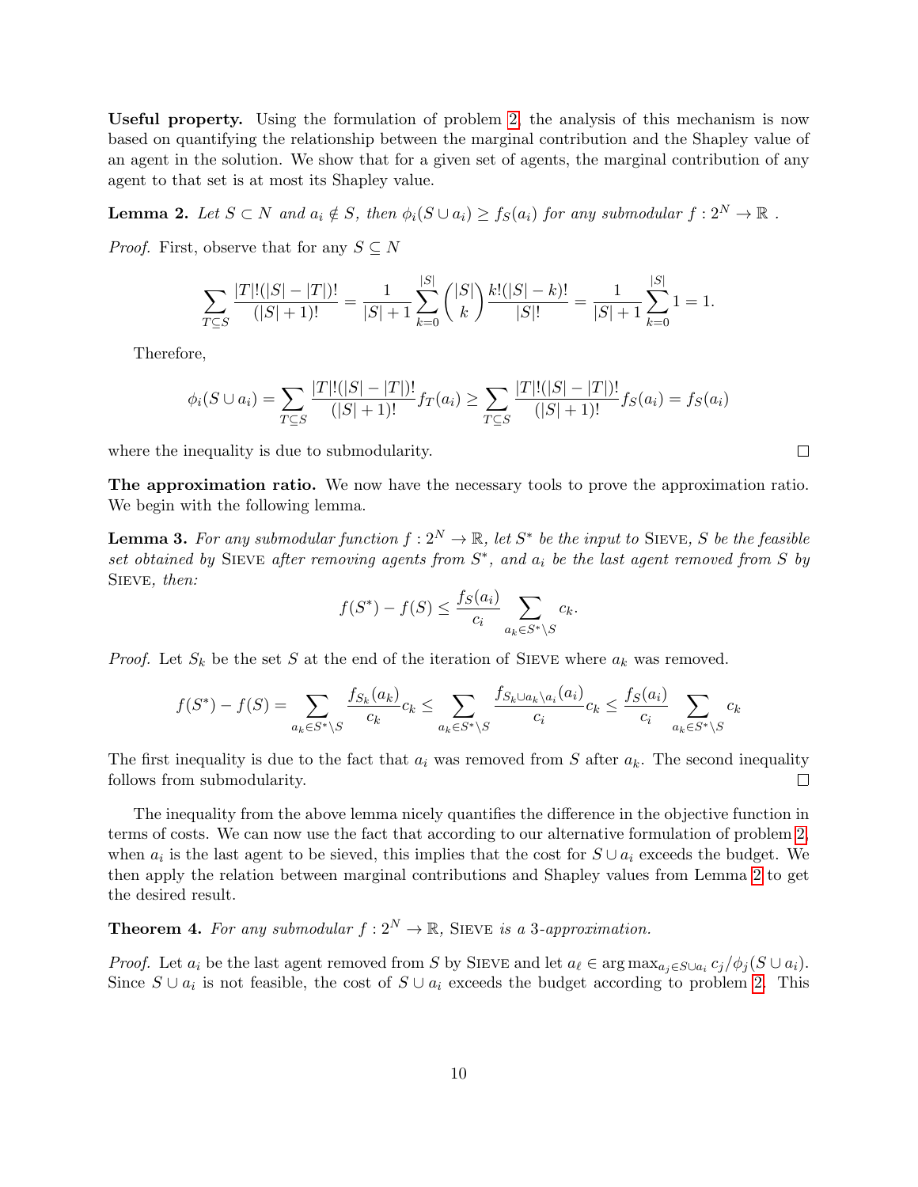**Useful property.** Using the formulation of problem 2, the analysis of this mechanism is now based on quantifying the relationship between the marginal contribution and the Shapley value of an agent in the solution. We show that for a given set of agents, the marginal contribution of any agent to that set is at most its Shapley value.

**Lemma 2.** *Let $S \subset N$ and $a_i \notin S$, then $\phi_i(S \cup a_i) \geq f_S(a_i)$ for any submodular $f : 2^N \to \mathbb{R}$ .*

*Proof.* First, observe that for any $S \subseteq N$

$$\sum_{T \subseteq S} \frac{|T|!(|S|-|T|)!}{(|S|+1)!} = \frac{1}{|S|+1} \sum_{k=0}^{|S|} \binom{|S|}{k} \frac{k!(|S|-k)!}{|S|!} = \frac{1}{|S|+1} \sum_{k=0}^{|S|} 1 = 1.$$

Therefore,

$$\phi_i(S \cup a_i) = \sum_{T \subseteq S} \frac{|T|!(|S|-|T|)!}{(|S|+1)!} f_T(a_i) \geq \sum_{T \subseteq S} \frac{|T|!(|S|-|T|)!}{(|S|+1)!} f_S(a_i) = f_S(a_i)$$

where the inequality is due to submodularity. $\square$

**The approximation ratio.** We now have the necessary tools to prove the approximation ratio. We begin with the following lemma.

**Lemma 3.** *For any submodular function $f : 2^N \to \mathbb{R}$, let $S^*$ be the input to* Sieve*, $S$ be the feasible set obtained by* Sieve *after removing agents from $S^*$, and $a_i$ be the last agent removed from $S$ by* Sieve*, then:*

$$f(S^*) - f(S) \leq \frac{f_S(a_i)}{c_i} \sum_{a_k \in S^* \setminus S} c_k.$$

*Proof.* Let $S_k$ be the set $S$ at the end of the iteration of Sieve where $a_k$ was removed.

$$f(S^*) - f(S) = \sum_{a_k \in S^* \setminus S} \frac{f_{S_k}(a_k)}{c_k} c_k \leq \sum_{a_k \in S^* \setminus S} \frac{f_{S_k \cup a_k \setminus a_i}(a_i)}{c_i} c_k \leq \frac{f_S(a_i)}{c_i} \sum_{a_k \in S^* \setminus S} c_k$$

The first inequality is due to the fact that $a_i$ was removed from $S$ after $a_k$. The second inequality follows from submodularity. $\square$

The inequality from the above lemma nicely quantifies the difference in the objective function in terms of costs. We can now use the fact that according to our alternative formulation of problem 2, when $a_i$ is the last agent to be sieved, this implies that the cost for $S \cup a_i$ exceeds the budget. We then apply the relation between marginal contributions and Shapley values from Lemma 2 to get the desired result.

**Theorem 4.** *For any submodular $f : 2^N \to \mathbb{R}$,* Sieve *is a 3-approximation.*

*Proof.* Let $a_i$ be the last agent removed from $S$ by Sieve and let $a_\ell \in \arg\max_{a_j \in S \cup a_i} c_j / \phi_j(S \cup a_i)$. Since $S \cup a_i$ is not feasible, the cost of $S \cup a_i$ exceeds the budget according to problem 2. This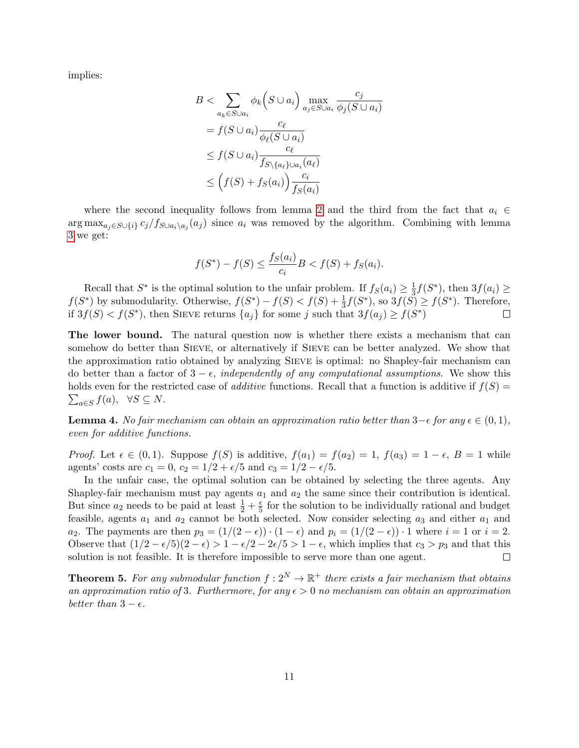implies:

$$
\begin{aligned}
B &< \sum_{a_k \in S \cup a_i} \phi_k\Big(S \cup a_i\Big) \max_{a_j \in S \cup a_i} \frac{c_j}{\phi_j(S \cup a_i)} \\
&= f(S \cup a_i) \frac{c_\ell}{\phi_\ell(S \cup a_i)} \\
&\leq f(S \cup a_i) \frac{c_\ell}{f_{S \setminus \{a_\ell\} \cup a_i}(a_\ell)} \\
&\leq \Big(f(S) + f_S(a_i)\Big) \frac{c_i}{f_S(a_i)}
\end{aligned}
$$

where the second inequality follows from lemma 2 and the third from the fact that $a_i \in \arg\max_{a_j \in S \cup \{i\}} c_j / f_{S \cup a_i \setminus a_j}(a_j)$ since $a_i$ was removed by the algorithm. Combining with lemma 3 we get:

$$
f(S^*) - f(S) \leq \frac{f_S(a_i)}{c_i} B < f(S) + f_S(a_i).
$$

Recall that $S^*$ is the optimal solution to the unfair problem. If $f_S(a_i) \geq \frac{1}{3} f(S^*)$, then $3f(a_i) \geq f(S^*)$ by submodularity. Otherwise, $f(S^*) - f(S) < f(S) + \frac{1}{3} f(S^*)$, so $3f(S) \geq f(S^*)$. Therefore, if $3f(S) < f(S^*)$, then Sieve returns $\{a_j\}$ for some $j$ such that $3f(a_j) \geq f(S^*)$ □

**The lower bound.** The natural question now is whether there exists a mechanism that can somehow do better than Sieve, or alternatively if Sieve can be better analyzed. We show that the approximation ratio obtained by analyzing Sieve is optimal: no Shapley-fair mechanism can do better than a factor of $3 - \epsilon$, *independently of any computational assumptions*. We show this holds even for the restricted case of *additive* functions. Recall that a function is additive if $f(S) = \sum_{a \in S} f(a), \ \ \forall S \subseteq N$.

**Lemma 4.** *No fair mechanism can obtain an approximation ratio better than $3-\epsilon$ for any $\epsilon \in (0, 1)$, even for additive functions.*

*Proof.* Let $\epsilon \in (0, 1)$. Suppose $f(S)$ is additive, $f(a_1) = f(a_2) = 1$, $f(a_3) = 1 - \epsilon$, $B = 1$ while agents' costs are $c_1 = 0$, $c_2 = 1/2 + \epsilon/5$ and $c_3 = 1/2 - \epsilon/5$.

In the unfair case, the optimal solution can be obtained by selecting the three agents. Any Shapley-fair mechanism must pay agents $a_1$ and $a_2$ the same since their contribution is identical. But since $a_2$ needs to be paid at least $\frac{1}{2} + \frac{\epsilon}{5}$ for the solution to be individually rational and budget feasible, agents $a_1$ and $a_2$ cannot be both selected. Now consider selecting $a_3$ and either $a_1$ and $a_2$. The payments are then $p_3 = (1/(2-\epsilon)) \cdot (1 - \epsilon)$ and $p_i = (1/(2-\epsilon)) \cdot 1$ where $i = 1$ or $i = 2$. Observe that $(1/2 - \epsilon/5)(2 - \epsilon) > 1 - \epsilon/2 - 2\epsilon/5 > 1 - \epsilon$, which implies that $c_3 > p_3$ and that this solution is not feasible. It is therefore impossible to serve more than one agent. □

**Theorem 5.** *For any submodular function $f : 2^N \to \mathbb{R}^+$ there exists a fair mechanism that obtains an approximation ratio of 3. Furthermore, for any $\epsilon > 0$ no mechanism can obtain an approximation better than $3 - \epsilon$.*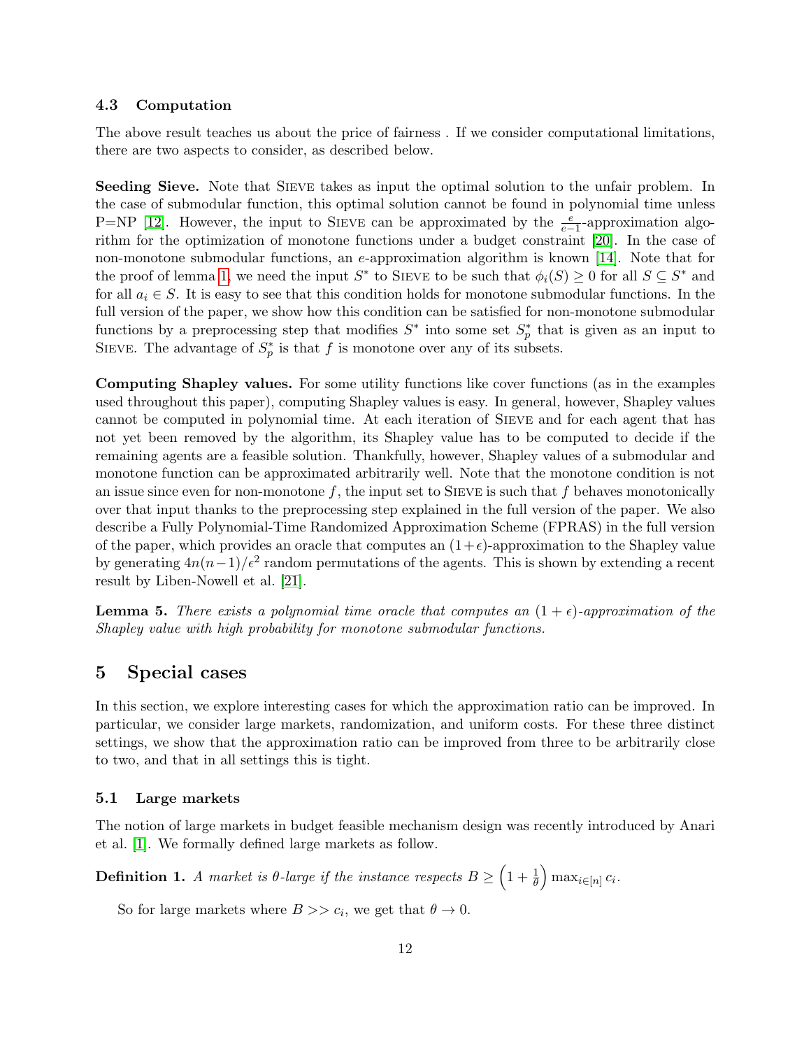### 4.3 Computation

The above result teaches us about the price of fairness . If we consider computational limitations, there are two aspects to consider, as described below.

**Seeding Sieve.** Note that SIEVE takes as input the optimal solution to the unfair problem. In the case of submodular function, this optimal solution cannot be found in polynomial time unless P=NP [12]. However, the input to SIEVE can be approximated by the $\frac{e}{e-1}$-approximation algorithm for the optimization of monotone functions under a budget constraint [20]. In the case of non-monotone submodular functions, an $e$-approximation algorithm is known [14]. Note that for the proof of lemma 1, we need the input $S^*$ to SIEVE to be such that $\phi_i(S) \geq 0$ for all $S \subseteq S^*$ and for all $a_i \in S$. It is easy to see that this condition holds for monotone submodular functions. In the full version of the paper, we show how this condition can be satisfied for non-monotone submodular functions by a preprocessing step that modifies $S^*$ into some set $S_p^*$ that is given as an input to SIEVE. The advantage of $S_p^*$ is that $f$ is monotone over any of its subsets.

**Computing Shapley values.** For some utility functions like cover functions (as in the examples used throughout this paper), computing Shapley values is easy. In general, however, Shapley values cannot be computed in polynomial time. At each iteration of SIEVE and for each agent that has not yet been removed by the algorithm, its Shapley value has to be computed to decide if the remaining agents are a feasible solution. Thankfully, however, Shapley values of a submodular and monotone function can be approximated arbitrarily well. Note that the monotone condition is not an issue since even for non-monotone $f$, the input set to SIEVE is such that $f$ behaves monotonically over that input thanks to the preprocessing step explained in the full version of the paper. We also describe a Fully Polynomial-Time Randomized Approximation Scheme (FPRAS) in the full version of the paper, which provides an oracle that computes an $(1+\epsilon)$-approximation to the Shapley value by generating $4n(n-1)/\epsilon^2$ random permutations of the agents. This is shown by extending a recent result by Liben-Nowell et al. [21].

**Lemma 5.** *There exists a polynomial time oracle that computes an $(1+\epsilon)$-approximation of the Shapley value with high probability for monotone submodular functions.*

## 5 Special cases

In this section, we explore interesting cases for which the approximation ratio can be improved. In particular, we consider large markets, randomization, and uniform costs. For these three distinct settings, we show that the approximation ratio can be improved from three to be arbitrarily close to two, and that in all settings this is tight.

### 5.1 Large markets

The notion of large markets in budget feasible mechanism design was recently introduced by Anari et al. [1]. We formally defined large markets as follow.

**Definition 1.** *A market is $\theta$-large if the instance respects $B \geq \left(1 + \frac{1}{\theta}\right) \max_{i \in [n]} c_i$.*

So for large markets where $B >> c_i$, we get that $\theta \to 0$.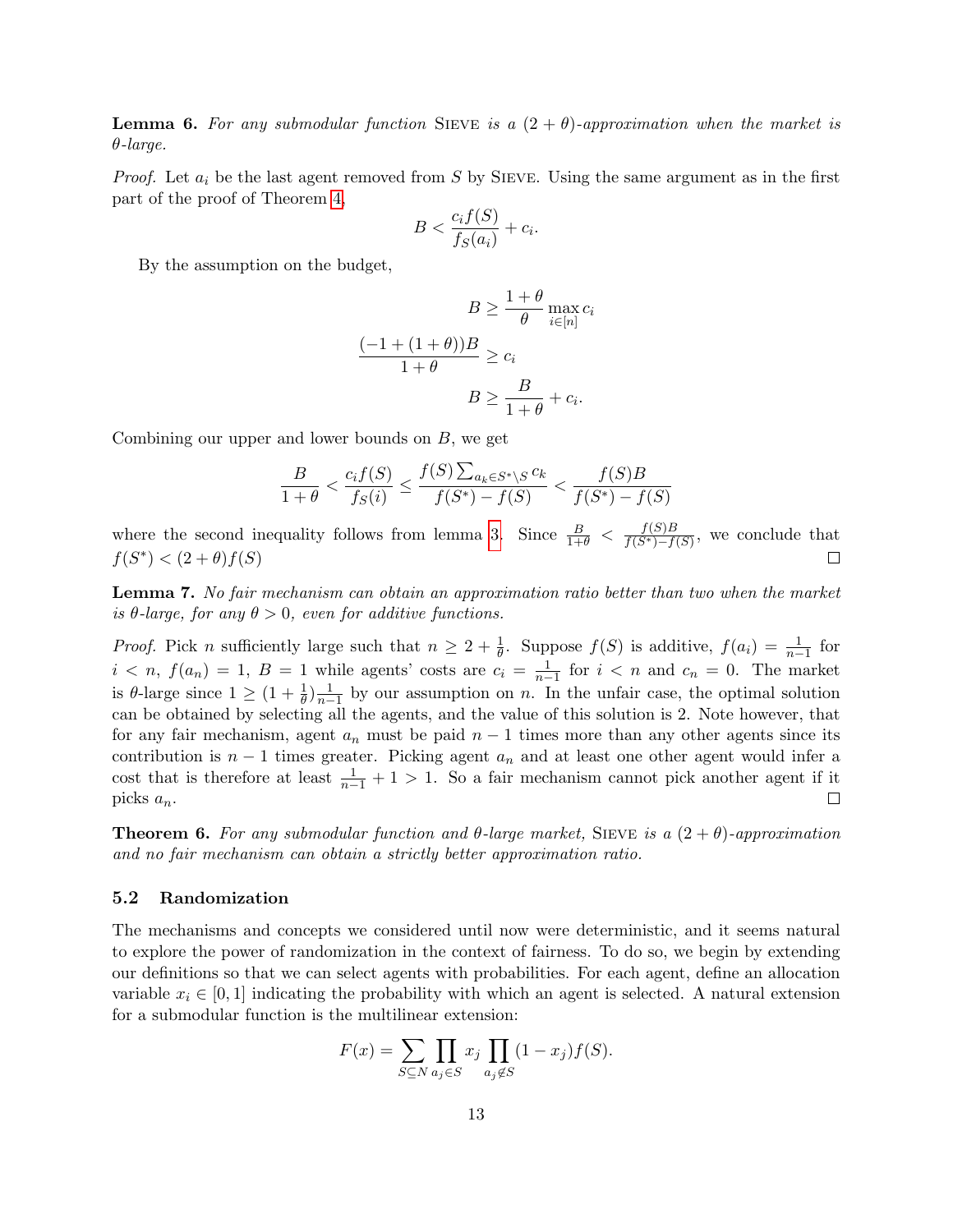**Lemma 6.** *For any submodular function* Sieve *is a $(2+\theta)$-approximation when the market is $\theta$-large.*

*Proof.* Let $a_i$ be the last agent removed from $S$ by Sieve. Using the same argument as in the first part of the proof of Theorem 4,

$$B < \frac{c_i f(S)}{f_S(a_i)} + c_i.$$

By the assumption on the budget,

$$B \geq \frac{1+\theta}{\theta} \max_{i \in [n]} c_i$$
$$\frac{(-1 + (1+\theta))B}{1+\theta} \geq c_i$$
$$B \geq \frac{B}{1+\theta} + c_i.$$

Combining our upper and lower bounds on $B$, we get

$$\frac{B}{1+\theta} < \frac{c_i f(S)}{f_S(i)} \leq \frac{f(S)\sum_{a_k \in S^* \setminus S} c_k}{f(S^*) - f(S)} < \frac{f(S)B}{f(S^*) - f(S)}$$

where the second inequality follows from lemma 3. Since $\frac{B}{1+\theta} < \frac{f(S)B}{f(S^*)-f(S)}$, we conclude that $f(S^*) < (2+\theta)f(S)$ $\square$

**Lemma 7.** *No fair mechanism can obtain an approximation ratio better than two when the market is $\theta$-large, for any $\theta > 0$, even for additive functions.*

*Proof.* Pick $n$ sufficiently large such that $n \geq 2 + \frac{1}{\theta}$. Suppose $f(S)$ is additive, $f(a_i) = \frac{1}{n-1}$ for $i < n$, $f(a_n) = 1$, $B = 1$ while agents' costs are $c_i = \frac{1}{n-1}$ for $i < n$ and $c_n = 0$. The market is $\theta$-large since $1 \geq (1 + \frac{1}{\theta})\frac{1}{n-1}$ by our assumption on $n$. In the unfair case, the optimal solution can be obtained by selecting all the agents, and the value of this solution is 2. Note however, that for any fair mechanism, agent $a_n$ must be paid $n-1$ times more than any other agents since its contribution is $n-1$ times greater. Picking agent $a_n$ and at least one other agent would infer a cost that is therefore at least $\frac{1}{n-1} + 1 > 1$. So a fair mechanism cannot pick another agent if it picks $a_n$. $\square$

**Theorem 6.** *For any submodular function and $\theta$-large market,* Sieve *is a $(2+\theta)$-approximation and no fair mechanism can obtain a strictly better approximation ratio.*

### 5.2 Randomization

The mechanisms and concepts we considered until now were deterministic, and it seems natural to explore the power of randomization in the context of fairness. To do so, we begin by extending our definitions so that we can select agents with probabilities. For each agent, define an allocation variable $x_i \in [0,1]$ indicating the probability with which an agent is selected. A natural extension for a submodular function is the multilinear extension:

$$F(x) = \sum_{S \subseteq N} \prod_{a_j \in S} x_j \prod_{a_j \notin S} (1 - x_j) f(S).$$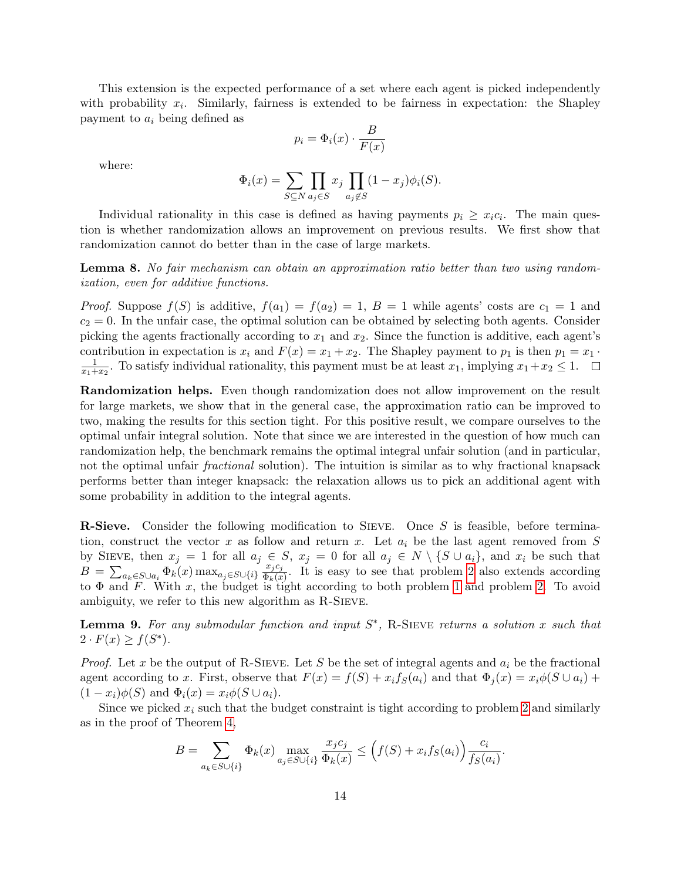This extension is the expected performance of a set where each agent is picked independently with probability $x_i$. Similarly, fairness is extended to be fairness in expectation: the Shapley payment to $a_i$ being defined as

$$p_i = \Phi_i(x) \cdot \frac{B}{F(x)}$$

where:

$$\Phi_i(x) = \sum_{S \subseteq N} \prod_{a_j \in S} x_j \prod_{a_j \notin S} (1 - x_j) \phi_i(S).$$

Individual rationality in this case is defined as having payments $p_i \geq x_i c_i$. The main question is whether randomization allows an improvement on previous results. We first show that randomization cannot do better than in the case of large markets.

**Lemma 8.** *No fair mechanism can obtain an approximation ratio better than two using randomization, even for additive functions.*

*Proof.* Suppose $f(S)$ is additive, $f(a_1) = f(a_2) = 1$, $B = 1$ while agents' costs are $c_1 = 1$ and $c_2 = 0$. In the unfair case, the optimal solution can be obtained by selecting both agents. Consider picking the agents fractionally according to $x_1$ and $x_2$. Since the function is additive, each agent's contribution in expectation is $x_i$ and $F(x) = x_1 + x_2$. The Shapley payment to $p_1$ is then $p_1 = x_1 \cdot \frac{1}{x_1 + x_2}$. To satisfy individual rationality, this payment must be at least $x_1$, implying $x_1 + x_2 \leq 1$. □

**Randomization helps.** Even though randomization does not allow improvement on the result for large markets, we show that in the general case, the approximation ratio can be improved to two, making the results for this section tight. For this positive result, we compare ourselves to the optimal unfair integral solution. Note that since we are interested in the question of how much can randomization help, the benchmark remains the optimal integral unfair solution (and in particular, not the optimal unfair *fractional* solution). The intuition is similar as to why fractional knapsack performs better than integer knapsack: the relaxation allows us to pick an additional agent with some probability in addition to the integral agents.

**R-Sieve.** Consider the following modification to Sieve. Once $S$ is feasible, before termination, construct the vector $x$ as follow and return $x$. Let $a_i$ be the last agent removed from $S$ by Sieve, then $x_j = 1$ for all $a_j \in S$, $x_j = 0$ for all $a_j \in N \setminus \{S \cup a_i\}$, and $x_i$ be such that $B = \sum_{a_k \in S \cup a_i} \Phi_k(x) \max_{a_j \in S \cup \{i\}} \frac{x_j c_j}{\Phi_k(x)}$. It is easy to see that problem 2 also extends according to $\Phi$ and $F$. With $x$, the budget is tight according to both problem 1 and problem 2. To avoid ambiguity, we refer to this new algorithm as R-Sieve.

**Lemma 9.** *For any submodular function and input $S^*$,* R-Sieve *returns a solution $x$ such that $2 \cdot F(x) \geq f(S^*)$.*

*Proof.* Let $x$ be the output of R-Sieve. Let $S$ be the set of integral agents and $a_i$ be the fractional agent according to $x$. First, observe that $F(x) = f(S) + x_i f_S(a_i)$ and that $\Phi_j(x) = x_i \phi(S \cup a_i) + (1 - x_i)\phi(S)$ and $\Phi_i(x) = x_i \phi(S \cup a_i)$.

Since we picked $x_i$ such that the budget constraint is tight according to problem 2 and similarly as in the proof of Theorem 4,

$$B = \sum_{a_k \in S \cup \{i\}} \Phi_k(x) \max_{a_j \in S \cup \{i\}} \frac{x_j c_j}{\Phi_k(x)} \leq \Big(f(S) + x_i f_S(a_i)\Big) \frac{c_i}{f_S(a_i)}.$$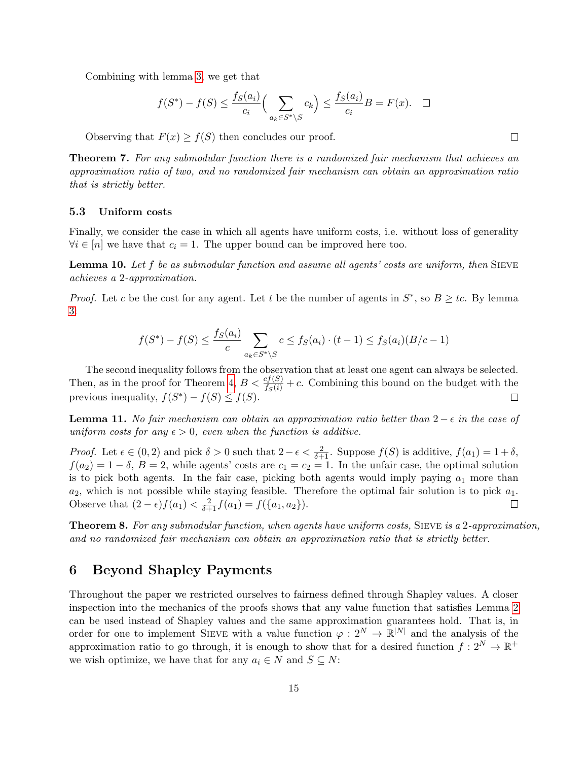Combining with lemma 3, we get that

$$f(S^*) - f(S) \leq \frac{f_S(a_i)}{c_i}\Big(\sum_{a_k \in S^* \setminus S} c_k\Big) \leq \frac{f_S(a_i)}{c_i} B = F(x). \quad \square$$

Observing that $F(x) \geq f(S)$ then concludes our proof. $\square$

**Theorem 7.** *For any submodular function there is a randomized fair mechanism that achieves an approximation ratio of two, and no randomized fair mechanism can obtain an approximation ratio that is strictly better.*

### 5.3 Uniform costs

Finally, we consider the case in which all agents have uniform costs, i.e. without loss of generality $\forall i \in [n]$ we have that $c_i = 1$. The upper bound can be improved here too.

**Lemma 10.** *Let $f$ be as submodular function and assume all agents' costs are uniform, then* Sieve *achieves a 2-approximation.*

*Proof.* Let $c$ be the cost for any agent. Let $t$ be the number of agents in $S^*$, so $B \geq tc$. By lemma 3

$$f(S^*) - f(S) \leq \frac{f_S(a_i)}{c} \sum_{a_k \in S^* \setminus S} c \leq f_S(a_i) \cdot (t-1) \leq f_S(a_i)(B/c - 1)$$

The second inequality follows from the observation that at least one agent can always be selected. Then, as in the proof for Theorem 4, $B < \frac{cf(S)}{f_S(i)} + c$. Combining this bound on the budget with the previous inequality, $f(S^*) - f(S) \leq f(S)$. $\square$

**Lemma 11.** *No fair mechanism can obtain an approximation ratio better than $2 - \epsilon$ in the case of uniform costs for any $\epsilon > 0$, even when the function is additive.*

*Proof.* Let $\epsilon \in (0, 2)$ and pick $\delta > 0$ such that $2 - \epsilon < \frac{2}{\delta + 1}$. Suppose $f(S)$ is additive, $f(a_1) = 1 + \delta$, $f(a_2) = 1 - \delta$, $B = 2$, while agents' costs are $c_1 = c_2 = 1$. In the unfair case, the optimal solution is to pick both agents. In the fair case, picking both agents would imply paying $a_1$ more than $a_2$, which is not possible while staying feasible. Therefore the optimal fair solution is to pick $a_1$. Observe that $(2 - \epsilon) f(a_1) < \frac{2}{\delta+1} f(a_1) = f(\{a_1, a_2\})$. $\square$

**Theorem 8.** *For any submodular function, when agents have uniform costs,* Sieve *is a 2-approximation, and no randomized fair mechanism can obtain an approximation ratio that is strictly better.*

## 6 Beyond Shapley Payments

Throughout the paper we restricted ourselves to fairness defined through Shapley values. A closer inspection into the mechanics of the proofs shows that any value function that satisfies Lemma 2 can be used instead of Shapley values and the same approximation guarantees hold. That is, in order for one to implement Sieve with a value function $\varphi : 2^N \to \mathbb{R}^{|N|}$ and the analysis of the approximation ratio to go through, it is enough to show that for a desired function $f : 2^N \to \mathbb{R}^+$ we wish optimize, we have that for any $a_i \in N$ and $S \subseteq N$: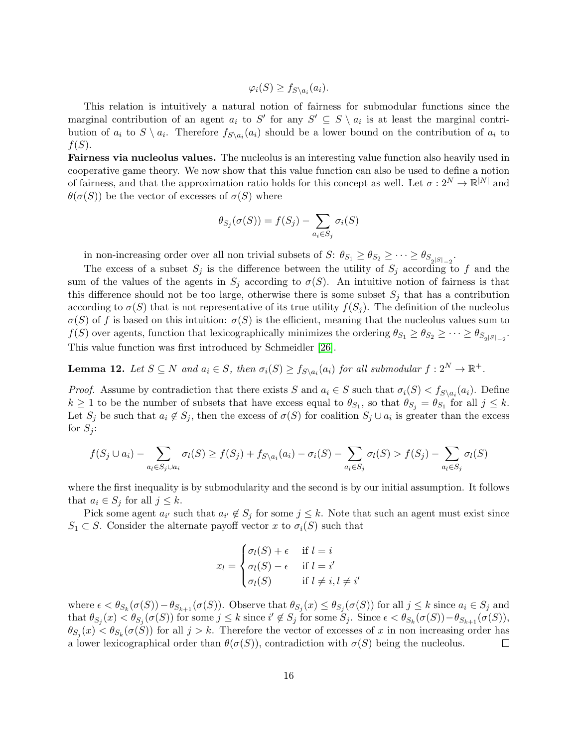$$\varphi_i(S) \geq f_{S \setminus a_i}(a_i).$$

This relation is intuitively a natural notion of fairness for submodular functions since the marginal contribution of an agent $a_i$ to $S'$ for any $S' \subseteq S \setminus a_i$ is at least the marginal contribution of $a_i$ to $S \setminus a_i$. Therefore $f_{S \setminus a_i}(a_i)$ should be a lower bound on the contribution of $a_i$ to $f(S)$.

**Fairness via nucleolus values.** The nucleolus is an interesting value function also heavily used in cooperative game theory. We now show that this value function can also be used to define a notion of fairness, and that the approximation ratio holds for this concept as well. Let $\sigma : 2^N \to \mathbb{R}^{|N|}$ and $\theta(\sigma(S))$ be the vector of excesses of $\sigma(S)$ where

$$\theta_{S_j}(\sigma(S)) = f(S_j) - \sum_{a_i \in S_j} \sigma_i(S)$$

in non-increasing order over all non trivial subsets of $S$: $\theta_{S_1} \geq \theta_{S_2} \geq \cdots \geq \theta_{S_{2^{|S|}-2}}$.

The excess of a subset $S_j$ is the difference between the utility of $S_j$ according to $f$ and the sum of the values of the agents in $S_j$ according to $\sigma(S)$. An intuitive notion of fairness is that this difference should not be too large, otherwise there is some subset $S_j$ that has a contribution according to $\sigma(S)$ that is not representative of its true utility $f(S_j)$. The definition of the nucleolus $\sigma(S)$ of $f$ is based on this intuition: $\sigma(S)$ is the efficient, meaning that the nucleolus values sum to $f(S)$ over agents, function that lexicographically minimizes the ordering $\theta_{S_1} \geq \theta_{S_2} \geq \cdots \geq \theta_{S_{2^{|S|}-2}}$. This value function was first introduced by Schmeidler [26].

**Lemma 12.** *Let $S \subseteq N$ and $a_i \in S$, then $\sigma_i(S) \geq f_{S \setminus a_i}(a_i)$ for all submodular $f : 2^N \to \mathbb{R}^+$.*

*Proof.* Assume by contradiction that there exists $S$ and $a_i \in S$ such that $\sigma_i(S) < f_{S \setminus a_i}(a_i)$. Define $k \geq 1$ to be the number of subsets that have excess equal to $\theta_{S_1}$, so that $\theta_{S_j} = \theta_{S_1}$ for all $j \leq k$. Let $S_j$ be such that $a_i \notin S_j$, then the excess of $\sigma(S)$ for coalition $S_j \cup a_i$ is greater than the excess for $S_j$:

$$f(S_j \cup a_i) - \sum_{a_l \in S_j \cup a_i} \sigma_l(S) \geq f(S_j) + f_{S \setminus a_i}(a_i) - \sigma_i(S) - \sum_{a_l \in S_j} \sigma_l(S) > f(S_j) - \sum_{a_l \in S_j} \sigma_l(S)$$

where the first inequality is by submodularity and the second is by our initial assumption. It follows that $a_i \in S_j$ for all $j \leq k$.

Pick some agent $a_{i'}$ such that $a_{i'} \notin S_j$ for some $j \leq k$. Note that such an agent must exist since $S_1 \subset S$. Consider the alternate payoff vector $x$ to $\sigma_i(S)$ such that

$$x_l = \begin{cases} \sigma_l(S) + \epsilon & \text{if } l = i \\ \sigma_l(S) - \epsilon & \text{if } l = i' \\ \sigma_l(S) & \text{if } l \neq i, l \neq i' \end{cases}$$

where $\epsilon < \theta_{S_k}(\sigma(S)) - \theta_{S_{k+1}}(\sigma(S))$. Observe that $\theta_{S_j}(x) \leq \theta_{S_j}(\sigma(S))$ for all $j \leq k$ since $a_i \in S_j$ and that $\theta_{S_j}(x) < \theta_{S_j}(\sigma(S))$ for some $j \leq k$ since $i' \notin S_j$ for some $S_j$. Since $\epsilon < \theta_{S_k}(\sigma(S)) - \theta_{S_{k+1}}(\sigma(S))$, $\theta_{S_j}(x) < \theta_{S_k}(\sigma(S))$ for all $j > k$. Therefore the vector of excesses of $x$ in non increasing order has a lower lexicographical order than $\theta(\sigma(S))$, contradiction with $\sigma(S)$ being the nucleolus. $\square$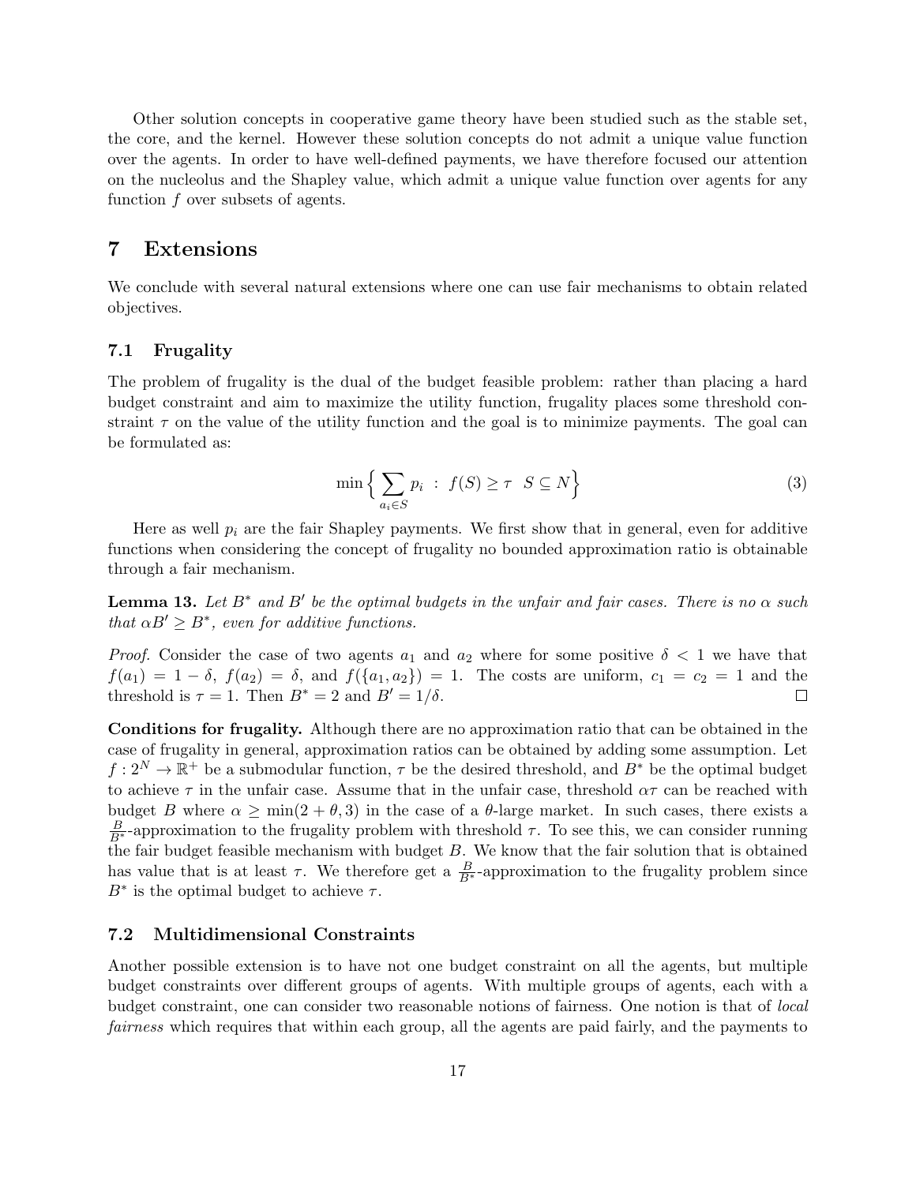Other solution concepts in cooperative game theory have been studied such as the stable set, the core, and the kernel. However these solution concepts do not admit a unique value function over the agents. In order to have well-defined payments, we have therefore focused our attention on the nucleolus and the Shapley value, which admit a unique value function over agents for any function $f$ over subsets of agents.

## 7 Extensions

We conclude with several natural extensions where one can use fair mechanisms to obtain related objectives.

### 7.1 Frugality

The problem of frugality is the dual of the budget feasible problem: rather than placing a hard budget constraint and aim to maximize the utility function, frugality places some threshold constraint $\tau$ on the value of the utility function and the goal is to minimize payments. The goal can be formulated as:

$$\min \Big\{ \sum_{a_i \in S} p_i \ : \ f(S) \geq \tau \ \ S \subseteq N \Big\} \tag{3}$$

Here as well $p_i$ are the fair Shapley payments. We first show that in general, even for additive functions when considering the concept of frugality no bounded approximation ratio is obtainable through a fair mechanism.

**Lemma 13.** *Let $B^*$ and $B'$ be the optimal budgets in the unfair and fair cases. There is no $\alpha$ such that $\alpha B' \geq B^*$, even for additive functions.*

*Proof.* Consider the case of two agents $a_1$ and $a_2$ where for some positive $\delta < 1$ we have that $f(a_1) = 1 - \delta$, $f(a_2) = \delta$, and $f(\{a_1, a_2\}) = 1$. The costs are uniform, $c_1 = c_2 = 1$ and the threshold is $\tau = 1$. Then $B^* = 2$ and $B' = 1/\delta$. □

**Conditions for frugality.** Although there are no approximation ratio that can be obtained in the case of frugality in general, approximation ratios can be obtained by adding some assumption. Let $f : 2^N \to \mathbb{R}^+$ be a submodular function, $\tau$ be the desired threshold, and $B^*$ be the optimal budget to achieve $\tau$ in the unfair case. Assume that in the unfair case, threshold $\alpha\tau$ can be reached with budget $B$ where $\alpha \geq \min(2 + \theta, 3)$ in the case of a $\theta$-large market. In such cases, there exists a $\frac{B}{B^*}$-approximation to the frugality problem with threshold $\tau$. To see this, we can consider running the fair budget feasible mechanism with budget $B$. We know that the fair solution that is obtained has value that is at least $\tau$. We therefore get a $\frac{B}{B^*}$-approximation to the frugality problem since $B^*$ is the optimal budget to achieve $\tau$.

### 7.2 Multidimensional Constraints

Another possible extension is to have not one budget constraint on all the agents, but multiple budget constraints over different groups of agents. With multiple groups of agents, each with a budget constraint, one can consider two reasonable notions of fairness. One notion is that of *local fairness* which requires that within each group, all the agents are paid fairly, and the payments to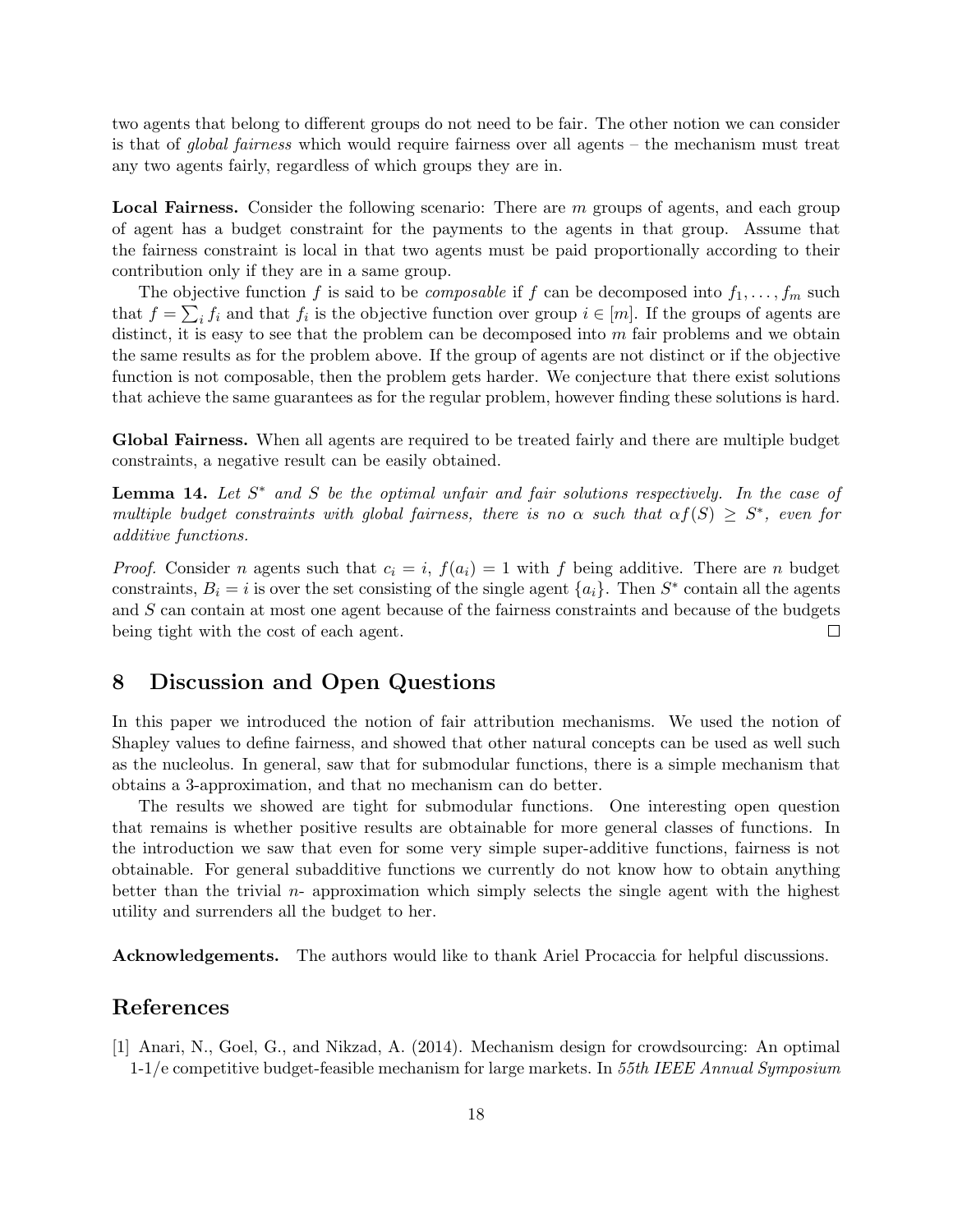two agents that belong to different groups do not need to be fair. The other notion we can consider is that of *global fairness* which would require fairness over all agents – the mechanism must treat any two agents fairly, regardless of which groups they are in.

**Local Fairness.** Consider the following scenario: There are $m$ groups of agents, and each group of agent has a budget constraint for the payments to the agents in that group. Assume that the fairness constraint is local in that two agents must be paid proportionally according to their contribution only if they are in a same group.

The objective function $f$ is said to be *composable* if $f$ can be decomposed into $f_1, \ldots, f_m$ such that $f = \sum_i f_i$ and that $f_i$ is the objective function over group $i \in [m]$. If the groups of agents are distinct, it is easy to see that the problem can be decomposed into $m$ fair problems and we obtain the same results as for the problem above. If the group of agents are not distinct or if the objective function is not composable, then the problem gets harder. We conjecture that there exist solutions that achieve the same guarantees as for the regular problem, however finding these solutions is hard.

**Global Fairness.** When all agents are required to be treated fairly and there are multiple budget constraints, a negative result can be easily obtained.

**Lemma 14.** *Let $S^*$ and $S$ be the optimal unfair and fair solutions respectively. In the case of multiple budget constraints with global fairness, there is no $\alpha$ such that $\alpha f(S) \geq S^*$, even for additive functions.*

*Proof.* Consider $n$ agents such that $c_i = i$, $f(a_i) = 1$ with $f$ being additive. There are $n$ budget constraints, $B_i = i$ is over the set consisting of the single agent $\{a_i\}$. Then $S^*$ contain all the agents and $S$ can contain at most one agent because of the fairness constraints and because of the budgets being tight with the cost of each agent. □

## 8 Discussion and Open Questions

In this paper we introduced the notion of fair attribution mechanisms. We used the notion of Shapley values to define fairness, and showed that other natural concepts can be used as well such as the nucleolus. In general, saw that for submodular functions, there is a simple mechanism that obtains a 3-approximation, and that no mechanism can do better.

The results we showed are tight for submodular functions. One interesting open question that remains is whether positive results are obtainable for more general classes of functions. In the introduction we saw that even for some very simple super-additive functions, fairness is not obtainable. For general subadditive functions we currently do not know how to obtain anything better than the trivial $n$- approximation which simply selects the single agent with the highest utility and surrenders all the budget to her.

**Acknowledgements.** The authors would like to thank Ariel Procaccia for helpful discussions.

## References

[1] Anari, N., Goel, G., and Nikzad, A. (2014). Mechanism design for crowdsourcing: An optimal 1-1/e competitive budget-feasible mechanism for large markets. In *55th IEEE Annual Symposium*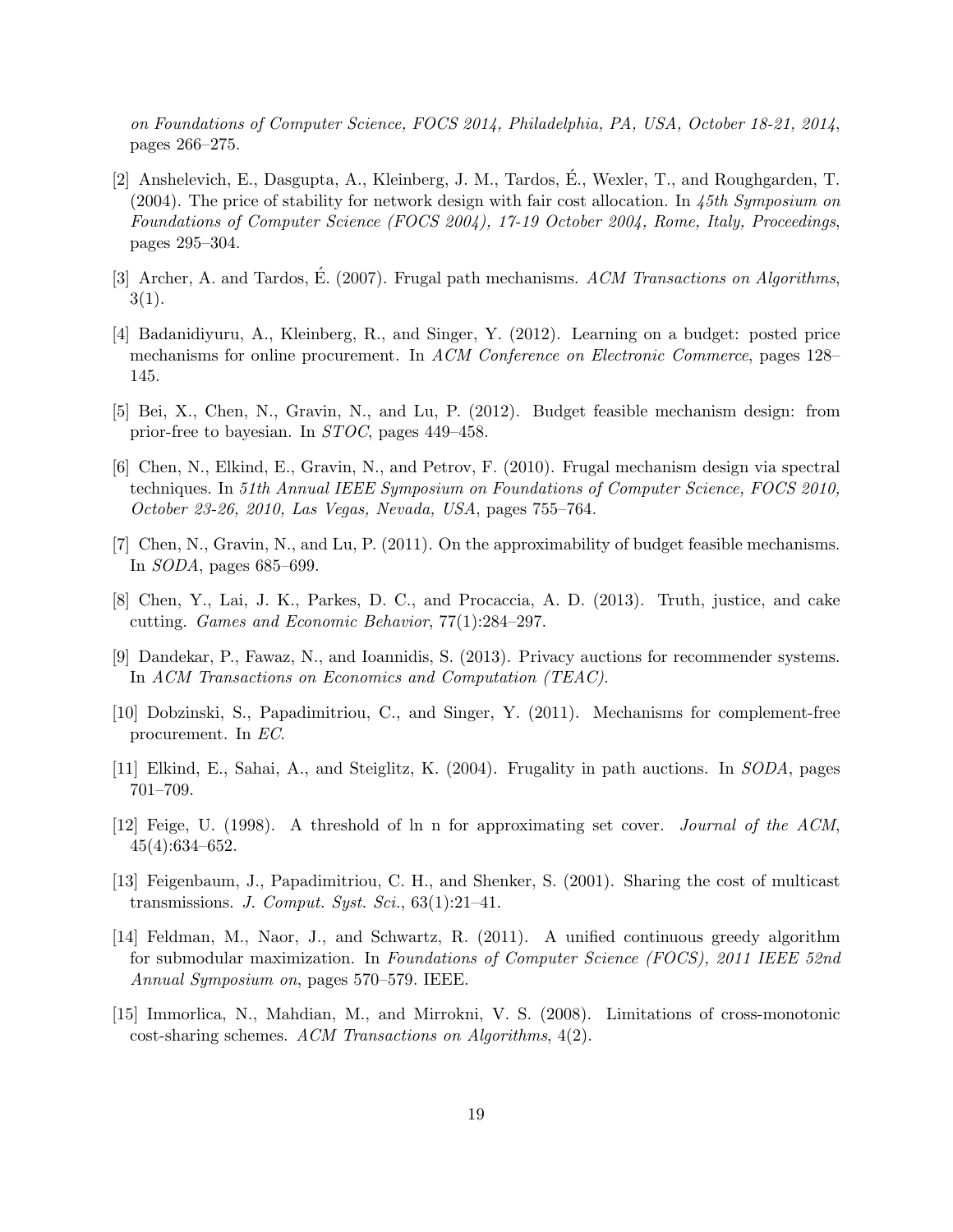*on Foundations of Computer Science, FOCS 2014, Philadelphia, PA, USA, October 18-21, 2014*, pages 266–275.

[2] Anshelevich, E., Dasgupta, A., Kleinberg, J. M., Tardos, É., Wexler, T., and Roughgarden, T. (2004). The price of stability for network design with fair cost allocation. In *45th Symposium on Foundations of Computer Science (FOCS 2004), 17-19 October 2004, Rome, Italy, Proceedings*, pages 295–304.

[3] Archer, A. and Tardos, É. (2007). Frugal path mechanisms. *ACM Transactions on Algorithms*, 3(1).

[4] Badanidiyuru, A., Kleinberg, R., and Singer, Y. (2012). Learning on a budget: posted price mechanisms for online procurement. In *ACM Conference on Electronic Commerce*, pages 128–145.

[5] Bei, X., Chen, N., Gravin, N., and Lu, P. (2012). Budget feasible mechanism design: from prior-free to bayesian. In *STOC*, pages 449–458.

[6] Chen, N., Elkind, E., Gravin, N., and Petrov, F. (2010). Frugal mechanism design via spectral techniques. In *51th Annual IEEE Symposium on Foundations of Computer Science, FOCS 2010, October 23-26, 2010, Las Vegas, Nevada, USA*, pages 755–764.

[7] Chen, N., Gravin, N., and Lu, P. (2011). On the approximability of budget feasible mechanisms. In *SODA*, pages 685–699.

[8] Chen, Y., Lai, J. K., Parkes, D. C., and Procaccia, A. D. (2013). Truth, justice, and cake cutting. *Games and Economic Behavior*, 77(1):284–297.

[9] Dandekar, P., Fawaz, N., and Ioannidis, S. (2013). Privacy auctions for recommender systems. In *ACM Transactions on Economics and Computation (TEAC)*.

[10] Dobzinski, S., Papadimitriou, C., and Singer, Y. (2011). Mechanisms for complement-free procurement. In *EC*.

[11] Elkind, E., Sahai, A., and Steiglitz, K. (2004). Frugality in path auctions. In *SODA*, pages 701–709.

[12] Feige, U. (1998). A threshold of ln n for approximating set cover. *Journal of the ACM*, 45(4):634–652.

[13] Feigenbaum, J., Papadimitriou, C. H., and Shenker, S. (2001). Sharing the cost of multicast transmissions. *J. Comput. Syst. Sci.*, 63(1):21–41.

[14] Feldman, M., Naor, J., and Schwartz, R. (2011). A unified continuous greedy algorithm for submodular maximization. In *Foundations of Computer Science (FOCS), 2011 IEEE 52nd Annual Symposium on*, pages 570–579. IEEE.

[15] Immorlica, N., Mahdian, M., and Mirrokni, V. S. (2008). Limitations of cross-monotonic cost-sharing schemes. *ACM Transactions on Algorithms*, 4(2).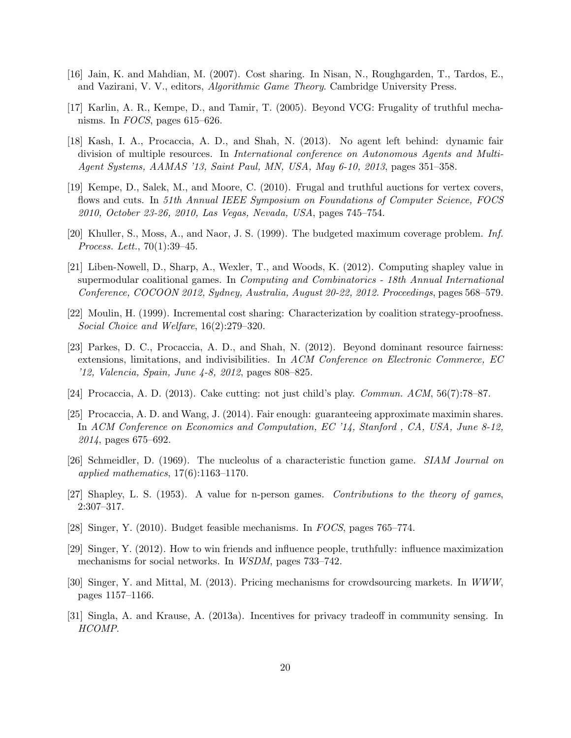[16] Jain, K. and Mahdian, M. (2007). Cost sharing. In Nisan, N., Roughgarden, T., Tardos, E., and Vazirani, V. V., editors, *Algorithmic Game Theory*. Cambridge University Press.

[17] Karlin, A. R., Kempe, D., and Tamir, T. (2005). Beyond VCG: Frugality of truthful mechanisms. In *FOCS*, pages 615–626.

[18] Kash, I. A., Procaccia, A. D., and Shah, N. (2013). No agent left behind: dynamic fair division of multiple resources. In *International conference on Autonomous Agents and Multi-Agent Systems, AAMAS '13, Saint Paul, MN, USA, May 6-10, 2013*, pages 351–358.

[19] Kempe, D., Salek, M., and Moore, C. (2010). Frugal and truthful auctions for vertex covers, flows and cuts. In *51th Annual IEEE Symposium on Foundations of Computer Science, FOCS 2010, October 23-26, 2010, Las Vegas, Nevada, USA*, pages 745–754.

[20] Khuller, S., Moss, A., and Naor, J. S. (1999). The budgeted maximum coverage problem. *Inf. Process. Lett.*, 70(1):39–45.

[21] Liben-Nowell, D., Sharp, A., Wexler, T., and Woods, K. (2012). Computing shapley value in supermodular coalitional games. In *Computing and Combinatorics - 18th Annual International Conference, COCOON 2012, Sydney, Australia, August 20-22, 2012. Proceedings*, pages 568–579.

[22] Moulin, H. (1999). Incremental cost sharing: Characterization by coalition strategy-proofness. *Social Choice and Welfare*, 16(2):279–320.

[23] Parkes, D. C., Procaccia, A. D., and Shah, N. (2012). Beyond dominant resource fairness: extensions, limitations, and indivisibilities. In *ACM Conference on Electronic Commerce, EC '12, Valencia, Spain, June 4-8, 2012*, pages 808–825.

[24] Procaccia, A. D. (2013). Cake cutting: not just child's play. *Commun. ACM*, 56(7):78–87.

[25] Procaccia, A. D. and Wang, J. (2014). Fair enough: guaranteeing approximate maximin shares. In *ACM Conference on Economics and Computation, EC '14, Stanford , CA, USA, June 8-12, 2014*, pages 675–692.

[26] Schmeidler, D. (1969). The nucleolus of a characteristic function game. *SIAM Journal on applied mathematics*, 17(6):1163–1170.

[27] Shapley, L. S. (1953). A value for n-person games. *Contributions to the theory of games*, 2:307–317.

[28] Singer, Y. (2010). Budget feasible mechanisms. In *FOCS*, pages 765–774.

[29] Singer, Y. (2012). How to win friends and influence people, truthfully: influence maximization mechanisms for social networks. In *WSDM*, pages 733–742.

[30] Singer, Y. and Mittal, M. (2013). Pricing mechanisms for crowdsourcing markets. In *WWW*, pages 1157–1166.

[31] Singla, A. and Krause, A. (2013a). Incentives for privacy tradeoff in community sensing. In *HCOMP*.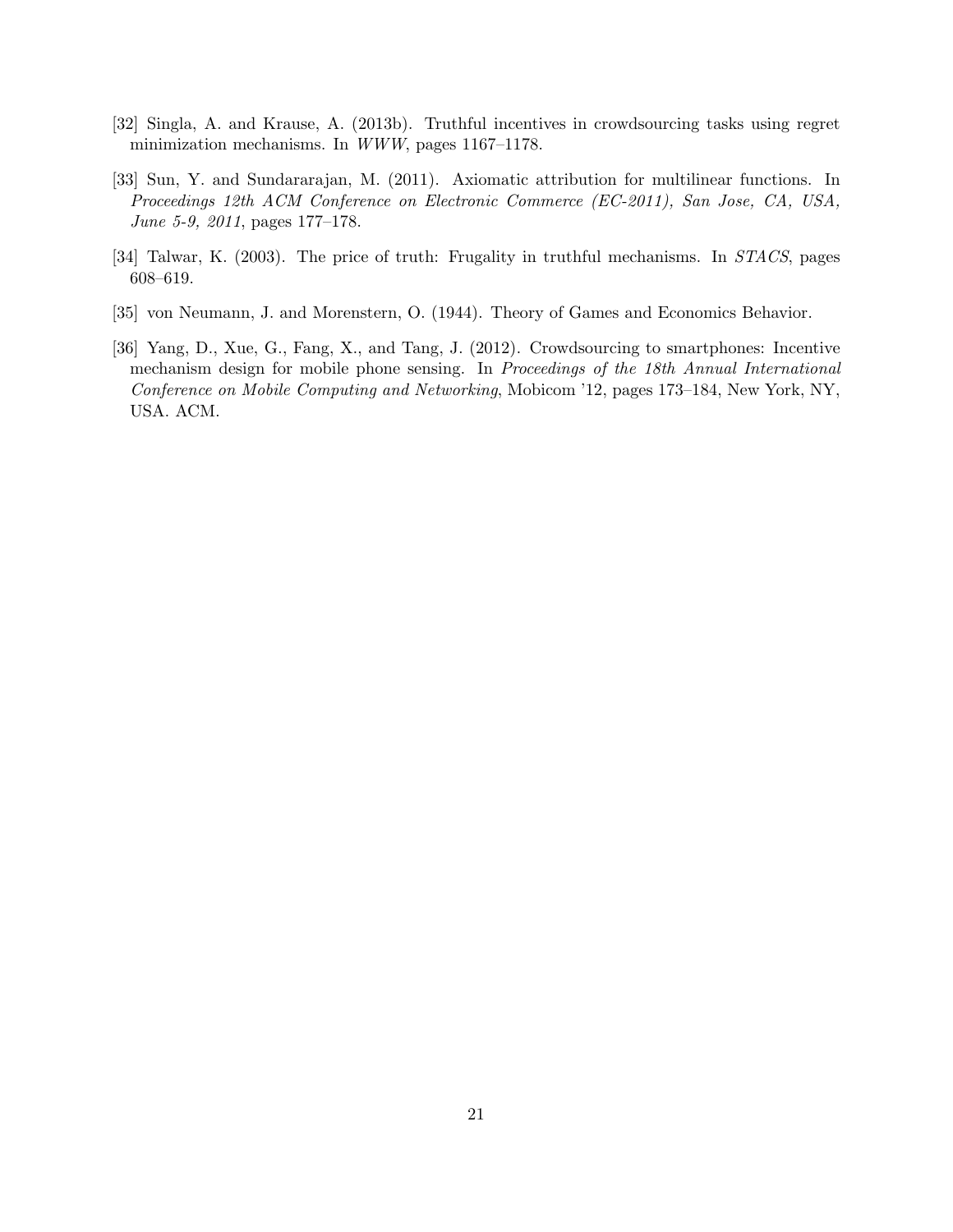[32] Singla, A. and Krause, A. (2013b). Truthful incentives in crowdsourcing tasks using regret minimization mechanisms. In *WWW*, pages 1167–1178.

[33] Sun, Y. and Sundararajan, M. (2011). Axiomatic attribution for multilinear functions. In *Proceedings 12th ACM Conference on Electronic Commerce (EC-2011), San Jose, CA, USA, June 5-9, 2011*, pages 177–178.

[34] Talwar, K. (2003). The price of truth: Frugality in truthful mechanisms. In *STACS*, pages 608–619.

[35] von Neumann, J. and Morenstern, O. (1944). Theory of Games and Economics Behavior.

[36] Yang, D., Xue, G., Fang, X., and Tang, J. (2012). Crowdsourcing to smartphones: Incentive mechanism design for mobile phone sensing. In *Proceedings of the 18th Annual International Conference on Mobile Computing and Networking*, Mobicom '12, pages 173–184, New York, NY, USA. ACM.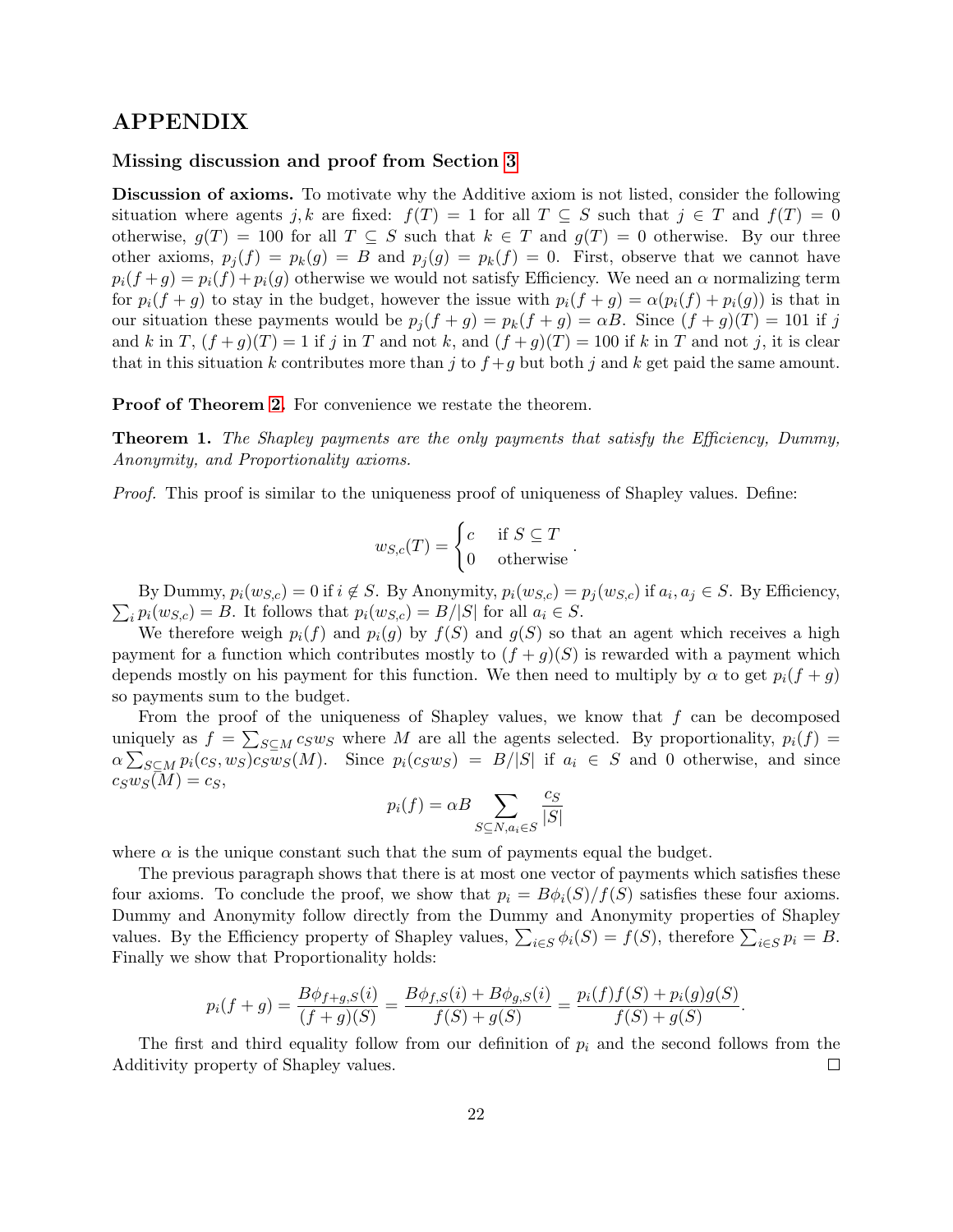# APPENDIX

### Missing discussion and proof from Section 3

**Discussion of axioms.** To motivate why the Additive axiom is not listed, consider the following situation where agents $j, k$ are fixed: $f(T) = 1$ for all $T \subseteq S$ such that $j \in T$ and $f(T) = 0$ otherwise, $g(T) = 100$ for all $T \subseteq S$ such that $k \in T$ and $g(T) = 0$ otherwise. By our three other axioms, $p_j(f) = p_k(g) = B$ and $p_j(g) = p_k(f) = 0$. First, observe that we cannot have $p_i(f+g) = p_i(f) + p_i(g)$ otherwise we would not satisfy Efficiency. We need an $\alpha$ normalizing term for $p_i(f+g)$ to stay in the budget, however the issue with $p_i(f+g) = \alpha(p_i(f) + p_i(g))$ is that in our situation these payments would be $p_j(f+g) = p_k(f+g) = \alpha B$. Since $(f+g)(T) = 101$ if $j$ and $k$ in $T$, $(f+g)(T) = 1$ if $j$ in $T$ and not $k$, and $(f+g)(T) = 100$ if $k$ in $T$ and not $j$, it is clear that in this situation $k$ contributes more than $j$ to $f+g$ but both $j$ and $k$ get paid the same amount.

**Proof of Theorem 2.** For convenience we restate the theorem.

**Theorem 1.** *The Shapley payments are the only payments that satisfy the Efficiency, Dummy, Anonymity, and Proportionality axioms.*

*Proof.* This proof is similar to the uniqueness proof of uniqueness of Shapley values. Define:

$$w_{S,c}(T) = \begin{cases} c & \text{if } S \subseteq T \\ 0 & \text{otherwise} \end{cases}.$$

By Dummy, $p_i(w_{S,c}) = 0$ if $i \notin S$. By Anonymity, $p_i(w_{S,c}) = p_j(w_{S,c})$ if $a_i, a_j \in S$. By Efficiency, $\sum_i p_i(w_{S,c}) = B$. It follows that $p_i(w_{S,c}) = B/|S|$ for all $a_i \in S$.

We therefore weigh $p_i(f)$ and $p_i(g)$ by $f(S)$ and $g(S)$ so that an agent which receives a high payment for a function which contributes mostly to $(f+g)(S)$ is rewarded with a payment which depends mostly on his payment for this function. We then need to multiply by $\alpha$ to get $p_i(f+g)$ so payments sum to the budget.

From the proof of the uniqueness of Shapley values, we know that $f$ can be decomposed uniquely as $f = \sum_{S \subseteq M} c_S w_S$ where $M$ are all the agents selected. By proportionality, $p_i(f) = \alpha \sum_{S \subseteq M} p_i(c_S, w_S) c_S w_S(M)$. Since $p_i(c_S w_S) = B/|S|$ if $a_i \in S$ and 0 otherwise, and since $c_S w_S(M) = c_S$,

$$p_i(f) = \alpha B \sum_{S \subseteq N, a_i \in S} \frac{c_S}{|S|}$$

where $\alpha$ is the unique constant such that the sum of payments equal the budget.

The previous paragraph shows that there is at most one vector of payments which satisfies these four axioms. To conclude the proof, we show that $p_i = B\phi_i(S)/f(S)$ satisfies these four axioms. Dummy and Anonymity follow directly from the Dummy and Anonymity properties of Shapley values. By the Efficiency property of Shapley values, $\sum_{i \in S} \phi_i(S) = f(S)$, therefore $\sum_{i \in S} p_i = B$. Finally we show that Proportionality holds:

$$p_i(f+g) = \frac{B\phi_{f+g,S}(i)}{(f+g)(S)} = \frac{B\phi_{f,S}(i) + B\phi_{g,S}(i)}{f(S) + g(S)} = \frac{p_i(f)f(S) + p_i(g)g(S)}{f(S) + g(S)}.$$

The first and third equality follow from our definition of $p_i$ and the second follows from the Additivity property of Shapley values. $\square$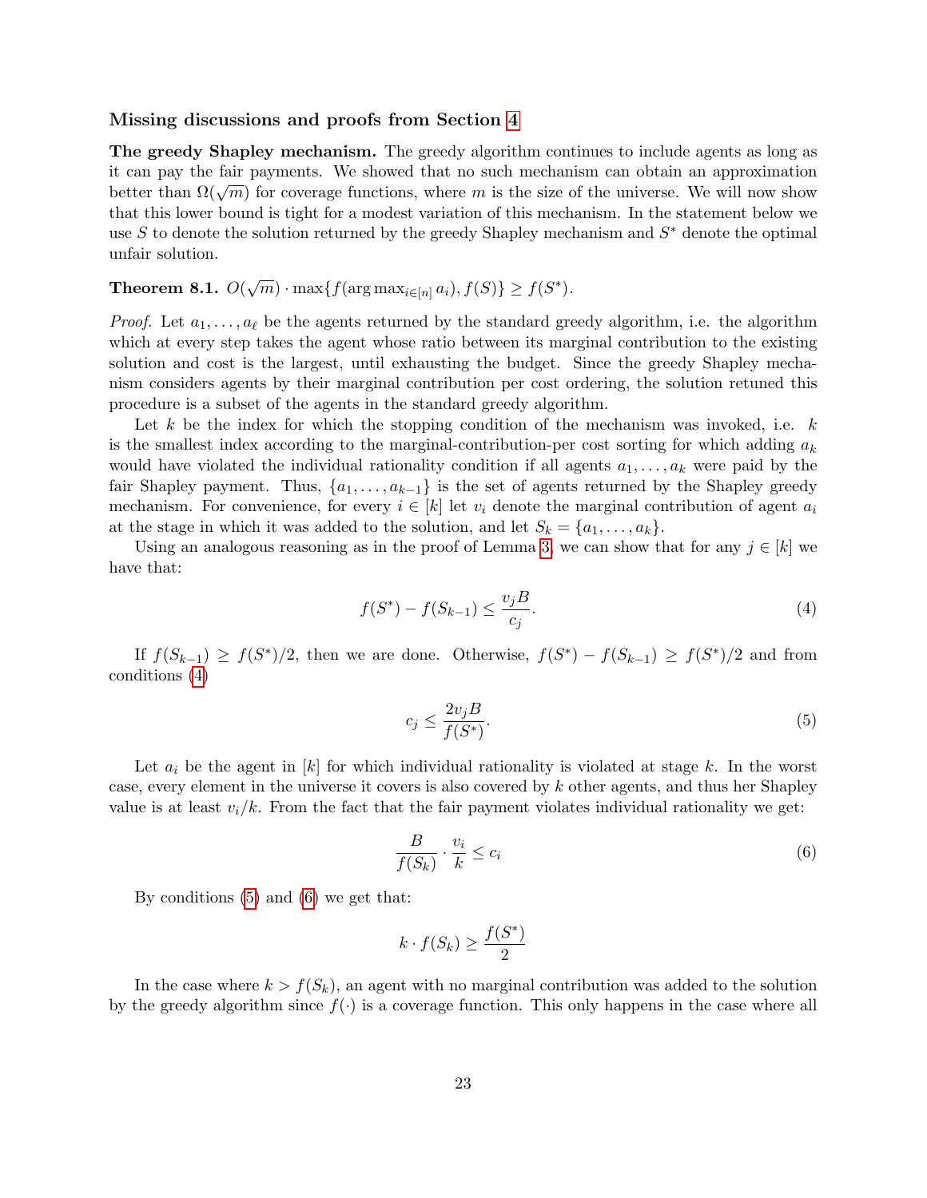### Missing discussions and proofs from Section 4

**The greedy Shapley mechanism.** The greedy algorithm continues to include agents as long as it can pay the fair payments. We showed that no such mechanism can obtain an approximation better than $\Omega(\sqrt{m})$ for coverage functions, where $m$ is the size of the universe. We will now show that this lower bound is tight for a modest variation of this mechanism. In the statement below we use $S$ to denote the solution returned by the greedy Shapley mechanism and $S^*$ denote the optimal unfair solution.

**Theorem 8.1.** $O(\sqrt{m}) \cdot \max\{f(\arg\max_{i\in[n]} a_i), f(S)\} \geq f(S^*)$.

*Proof.* Let $a_1, \ldots, a_\ell$ be the agents returned by the standard greedy algorithm, i.e. the algorithm which at every step takes the agent whose ratio between its marginal contribution to the existing solution and cost is the largest, until exhausting the budget. Since the greedy Shapley mechanism considers agents by their marginal contribution per cost ordering, the solution retuned this procedure is a subset of the agents in the standard greedy algorithm.

Let $k$ be the index for which the stopping condition of the mechanism was invoked, i.e. $k$ is the smallest index according to the marginal-contribution-per cost sorting for which adding $a_k$ would have violated the individual rationality condition if all agents $a_1, \ldots, a_k$ were paid by the fair Shapley payment. Thus, $\{a_1, \ldots, a_{k-1}\}$ is the set of agents returned by the Shapley greedy mechanism. For convenience, for every $i \in [k]$ let $v_i$ denote the marginal contribution of agent $a_i$ at the stage in which it was added to the solution, and let $S_k = \{a_1, \ldots, a_k\}$.

Using an analogous reasoning as in the proof of Lemma 3, we can show that for any $j \in [k]$ we have that:

$$f(S^*) - f(S_{k-1}) \leq \frac{v_j B}{c_j}. \tag{4}$$

If $f(S_{k-1}) \geq f(S^*)/2$, then we are done. Otherwise, $f(S^*) - f(S_{k-1}) \geq f(S^*)/2$ and from conditions (4)

$$c_j \leq \frac{2 v_j B}{f(S^*)}. \tag{5}$$

Let $a_i$ be the agent in $[k]$ for which individual rationality is violated at stage $k$. In the worst case, every element in the universe it covers is also covered by $k$ other agents, and thus her Shapley value is at least $v_i/k$. From the fact that the fair payment violates individual rationality we get:

$$\frac{B}{f(S_k)} \cdot \frac{v_i}{k} \leq c_i \tag{6}$$

By conditions (5) and (6) we get that:

$$k \cdot f(S_k) \geq \frac{f(S^*)}{2}$$

In the case where $k > f(S_k)$, an agent with no marginal contribution was added to the solution by the greedy algorithm since $f(\cdot)$ is a coverage function. This only happens in the case where all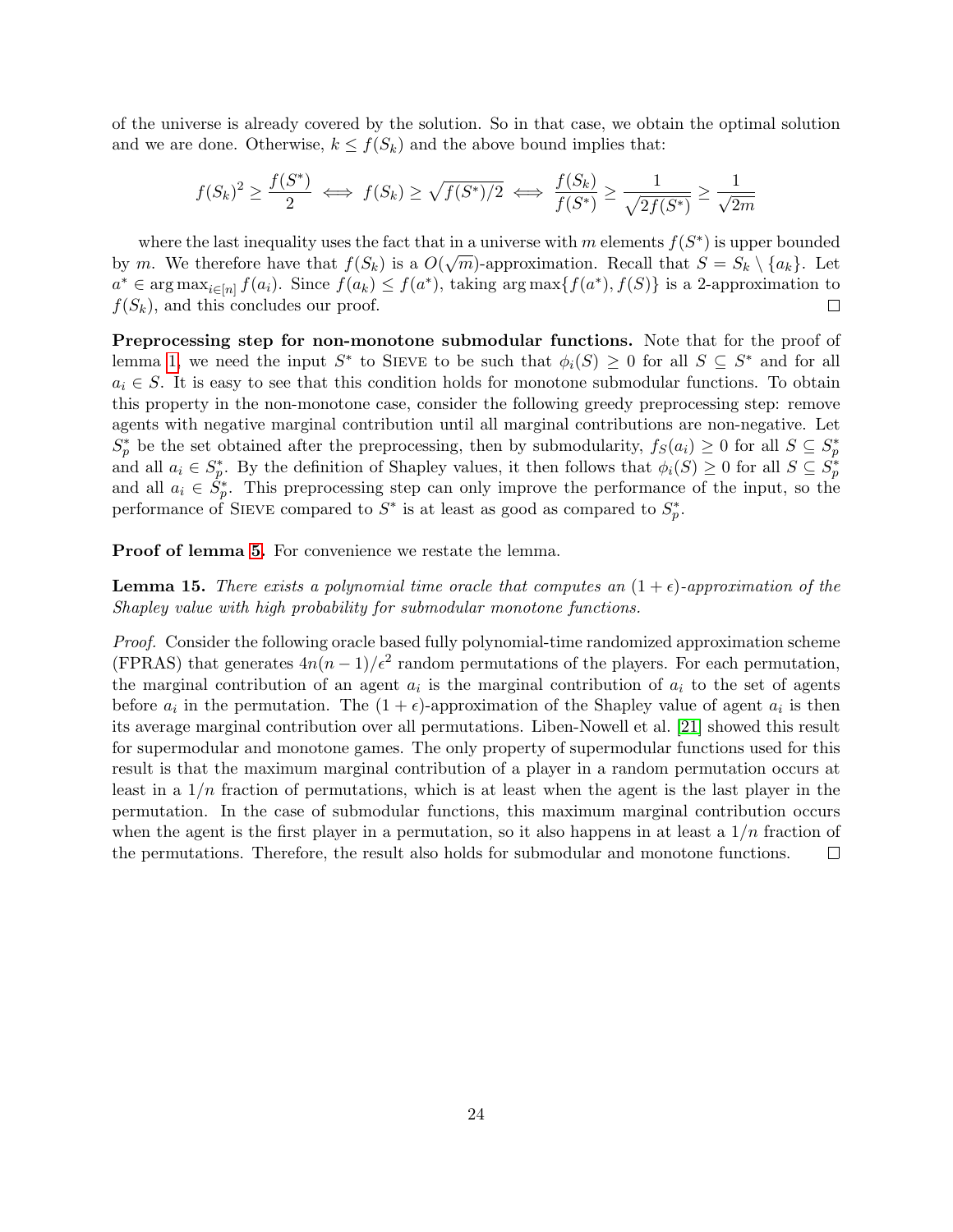of the universe is already covered by the solution. So in that case, we obtain the optimal solution and we are done. Otherwise, $k \leq f(S_k)$ and the above bound implies that:

$$f(S_k)^2 \geq \frac{f(S^*)}{2} \iff f(S_k) \geq \sqrt{f(S^*)/2} \iff \frac{f(S_k)}{f(S^*)} \geq \frac{1}{\sqrt{2f(S^*)}} \geq \frac{1}{\sqrt{2m}}$$

where the last inequality uses the fact that in a universe with $m$ elements $f(S^*)$ is upper bounded by $m$. We therefore have that $f(S_k)$ is a $O(\sqrt{m})$-approximation. Recall that $S = S_k \setminus \{a_k\}$. Let $a^* \in \arg\max_{i \in [n]} f(a_i)$. Since $f(a_k) \leq f(a^*)$, taking $\arg\max\{f(a^*), f(S)\}$ is a 2-approximation to $f(S_k)$, and this concludes our proof. □

**Preprocessing step for non-monotone submodular functions.** Note that for the proof of lemma 1, we need the input $S^*$ to SIEVE to be such that $\phi_i(S) \geq 0$ for all $S \subseteq S^*$ and for all $a_i \in S$. It is easy to see that this condition holds for monotone submodular functions. To obtain this property in the non-monotone case, consider the following greedy preprocessing step: remove agents with negative marginal contribution until all marginal contributions are non-negative. Let $S_p^*$ be the set obtained after the preprocessing, then by submodularity, $f_S(a_i) \geq 0$ for all $S \subseteq S_p^*$ and all $a_i \in S_p^*$. By the definition of Shapley values, it then follows that $\phi_i(S) \geq 0$ for all $S \subseteq S_p^*$ and all $a_i \in S_p^*$. This preprocessing step can only improve the performance of the input, so the performance of SIEVE compared to $S^*$ is at least as good as compared to $S_p^*$.

**Proof of lemma 5.** For convenience we restate the lemma.

**Lemma 15.** *There exists a polynomial time oracle that computes an $(1 + \epsilon)$-approximation of the Shapley value with high probability for submodular monotone functions.*

*Proof.* Consider the following oracle based fully polynomial-time randomized approximation scheme (FPRAS) that generates $4n(n-1)/\epsilon^2$ random permutations of the players. For each permutation, the marginal contribution of an agent $a_i$ is the marginal contribution of $a_i$ to the set of agents before $a_i$ in the permutation. The $(1 + \epsilon)$-approximation of the Shapley value of agent $a_i$ is then its average marginal contribution over all permutations. Liben-Nowell et al. [21] showed this result for supermodular and monotone games. The only property of supermodular functions used for this result is that the maximum marginal contribution of a player in a random permutation occurs at least in a $1/n$ fraction of permutations, which is at least when the agent is the last player in the permutation. In the case of submodular functions, this maximum marginal contribution occurs when the agent is the first player in a permutation, so it also happens in at least a $1/n$ fraction of the permutations. Therefore, the result also holds for submodular and monotone functions. □